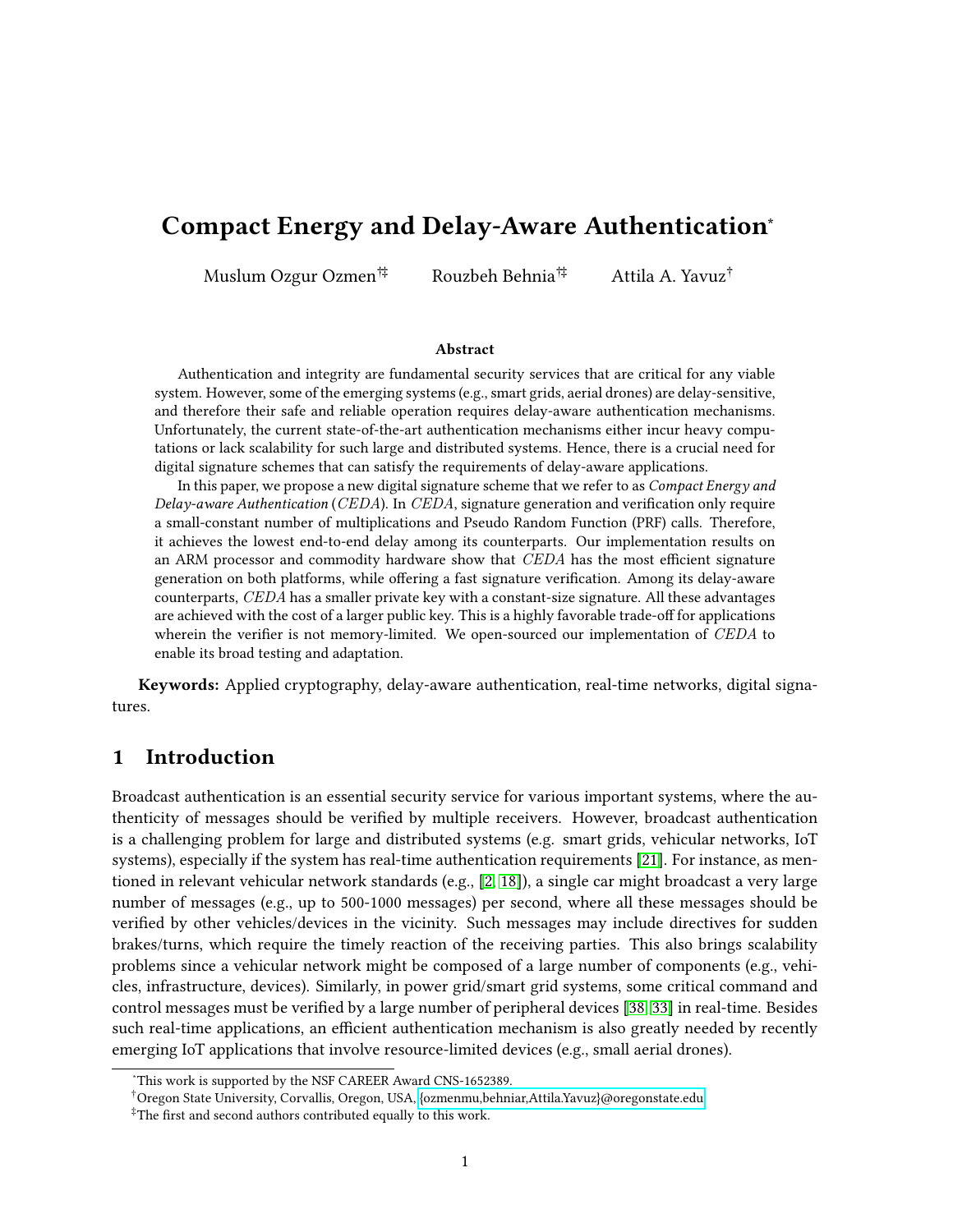# Compact Energy and Delay-Aware Authentication[*]

Muslum Ozgur Ozmen[†‡] Rouzbeh Behnia[†‡] Attila A. Yavuz[†]

### Abstract

Authentication and integrity are fundamental security services that are critical for any viable system. However, some of the emerging systems (e.g., smart grids, aerial drones) are delay-sensitive, and therefore their safe and reliable operation requires delay-aware authentication mechanisms. Unfortunately, the current state-of-the-art authentication mechanisms either incur heavy computations or lack scalability for such large and distributed systems. Hence, there is a crucial need for digital signature schemes that can satisfy the requirements of delay-aware applications.

In this paper, we propose a new digital signature scheme that we refer to as *Compact Energy and Delay-aware Authentication* (*CEDA*). In *CEDA*, signature generation and verification only require a small-constant number of multiplications and Pseudo Random Function (PRF) calls. Therefore, it achieves the lowest end-to-end delay among its counterparts. Our implementation results on an ARM processor and commodity hardware show that *CEDA* has the most efficient signature generation on both platforms, while offering a fast signature verification. Among its delay-aware counterparts, *CEDA* has a smaller private key with a constant-size signature. All these advantages are achieved with the cost of a larger public key. This is a highly favorable trade-off for applications wherein the verifier is not memory-limited. We open-sourced our implementation of *CEDA* to enable its broad testing and adaptation.

**Keywords:** Applied cryptography, delay-aware authentication, real-time networks, digital signatures.

## 1 Introduction

Broadcast authentication is an essential security service for various important systems, where the authenticity of messages should be verified by multiple receivers. However, broadcast authentication is a challenging problem for large and distributed systems (e.g. smart grids, vehicular networks, IoT systems), especially if the system has real-time authentication requirements [21]. For instance, as mentioned in relevant vehicular network standards (e.g., [2, 18]), a single car might broadcast a very large number of messages (e.g., up to 500-1000 messages) per second, where all these messages should be verified by other vehicles/devices in the vicinity. Such messages may include directives for sudden brakes/turns, which require the timely reaction of the receiving parties. This also brings scalability problems since a vehicular network might be composed of a large number of components (e.g., vehicles, infrastructure, devices). Similarly, in power grid/smart grid systems, some critical command and control messages must be verified by a large number of peripheral devices [38, 33] in real-time. Besides such real-time applications, an efficient authentication mechanism is also greatly needed by recently emerging IoT applications that involve resource-limited devices (e.g., small aerial drones).

---

[*] This work is supported by the NSF CAREER Award CNS-1652389.

[†] Oregon State University, Corvallis, Oregon, USA, {ozmenmu,behniar,Attila.Yavuz}@oregonstate.edu

[‡] The first and second authors contributed equally to this work.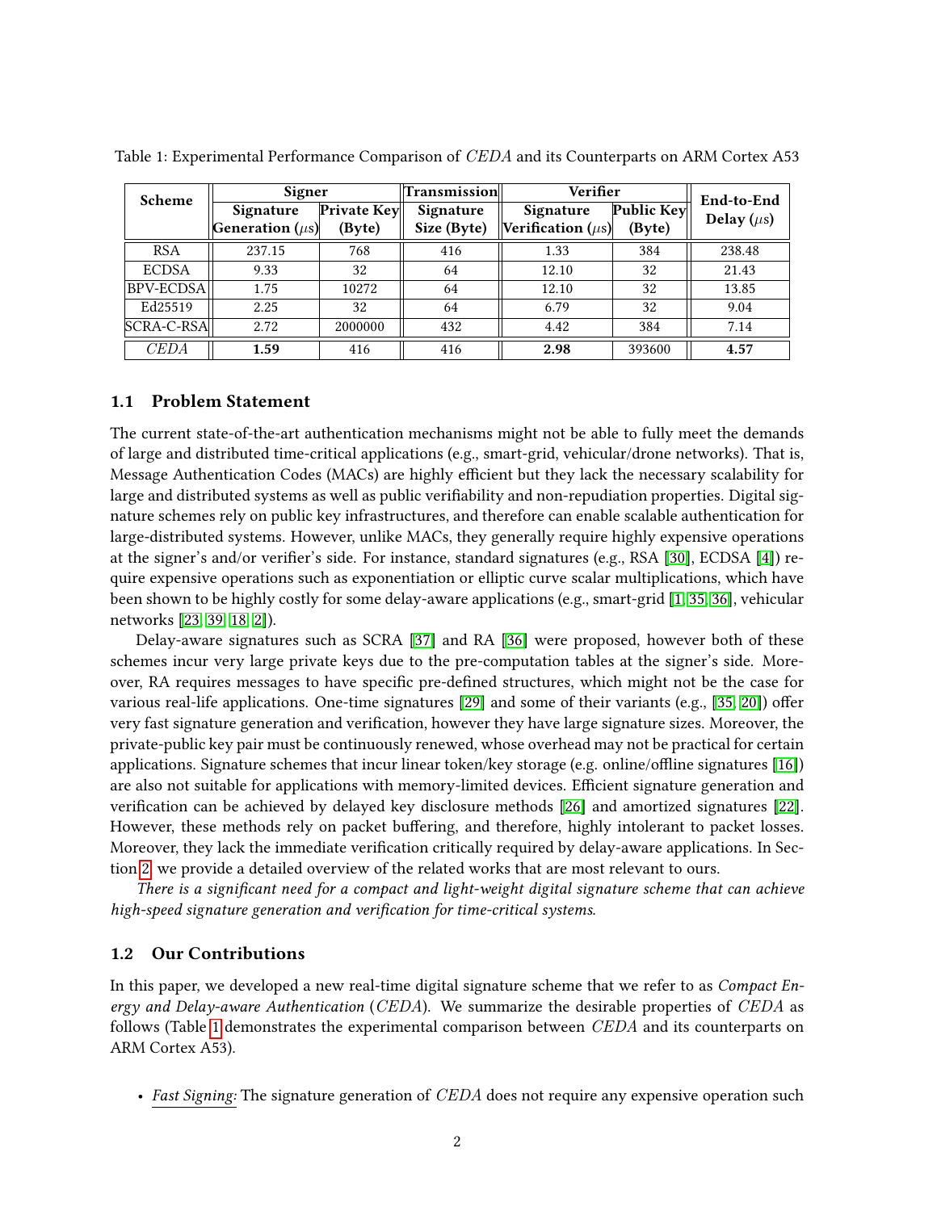Table 1: Experimental Performance Comparison of *CEDA* and its Counterparts on ARM Cortex A53

| Scheme | Signer | | Transmission | Verifier | | End-to-End Delay ($\mu$s) |
|---|---|---|---|---|---|---|
| | Signature Generation ($\mu$s) | Private Key (Byte) | Signature Size (Byte) | Signature Verification ($\mu$s) | Public Key (Byte) | |
| RSA | 237.15 | 768 | 416 | 1.33 | 384 | 238.48 |
| ECDSA | 9.33 | 32 | 64 | 12.10 | 32 | 21.43 |
| BPV-ECDSA | 1.75 | 10272 | 64 | 12.10 | 32 | 13.85 |
| Ed25519 | 2.25 | 32 | 64 | 6.79 | 32 | 9.04 |
| SCRA-C-RSA | 2.72 | 2000000 | 432 | 4.42 | 384 | 7.14 |
| *CEDA* | **1.59** | 416 | 416 | **2.98** | 393600 | **4.57** |

### 1.1 Problem Statement

The current state-of-the-art authentication mechanisms might not be able to fully meet the demands of large and distributed time-critical applications (e.g., smart-grid, vehicular/drone networks). That is, Message Authentication Codes (MACs) are highly efficient but they lack the necessary scalability for large and distributed systems as well as public verifiability and non-repudiation properties. Digital signature schemes rely on public key infrastructures, and therefore can enable scalable authentication for large-distributed systems. However, unlike MACs, they generally require highly expensive operations at the signer's and/or verifier's side. For instance, standard signatures (e.g., RSA [30], ECDSA [4]) require expensive operations such as exponentiation or elliptic curve scalar multiplications, which have been shown to be highly costly for some delay-aware applications (e.g., smart-grid [1, 35, 36], vehicular networks [23, 39, 18, 2]).

Delay-aware signatures such as SCRA [37] and RA [36] were proposed, however both of these schemes incur very large private keys due to the pre-computation tables at the signer's side. Moreover, RA requires messages to have specific pre-defined structures, which might not be the case for various real-life applications. One-time signatures [29] and some of their variants (e.g., [35, 20]) offer very fast signature generation and verification, however they have large signature sizes. Moreover, the private-public key pair must be continuously renewed, whose overhead may not be practical for certain applications. Signature schemes that incur linear token/key storage (e.g. online/offline signatures [16]) are also not suitable for applications with memory-limited devices. Efficient signature generation and verification can be achieved by delayed key disclosure methods [26] and amortized signatures [22]. However, these methods rely on packet buffering, and therefore, highly intolerant to packet losses. Moreover, they lack the immediate verification critically required by delay-aware applications. In Section 2, we provide a detailed overview of the related works that are most relevant to ours.

*There is a significant need for a compact and light-weight digital signature scheme that can achieve high-speed signature generation and verification for time-critical systems.*

### 1.2 Our Contributions

In this paper, we developed a new real-time digital signature scheme that we refer to as *Compact Energy and Delay-aware Authentication* (*CEDA*). We summarize the desirable properties of *CEDA* as follows (Table 1 demonstrates the experimental comparison between *CEDA* and its counterparts on ARM Cortex A53).

- *Fast Signing:* The signature generation of *CEDA* does not require any expensive operation such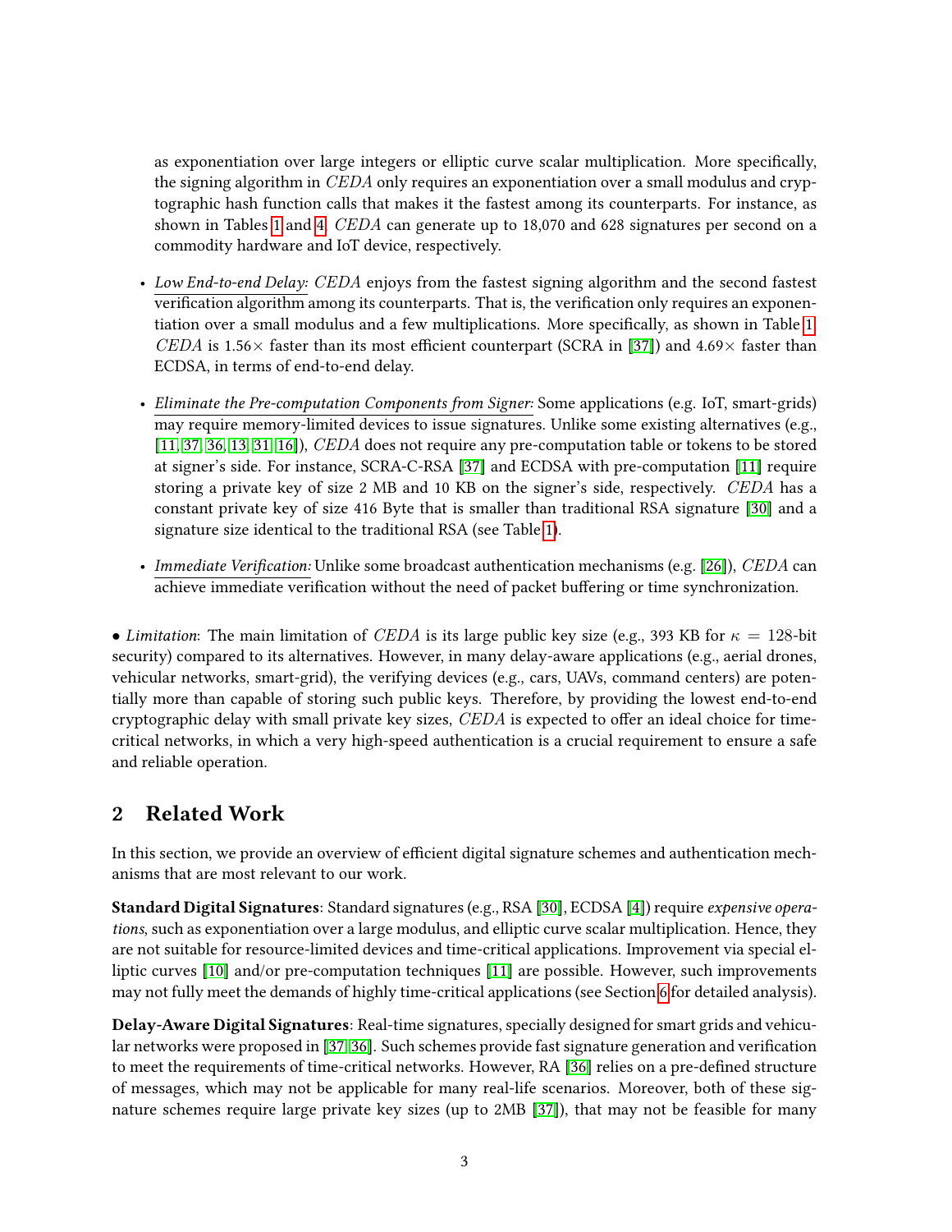as exponentiation over large integers or elliptic curve scalar multiplication. More specifically, the signing algorithm in $CEDA$ only requires an exponentiation over a small modulus and cryptographic hash function calls that makes it the fastest among its counterparts. For instance, as shown in Tables 1 and 4, $CEDA$ can generate up to 18,070 and 628 signatures per second on a commodity hardware and IoT device, respectively.

- *Low End-to-end Delay:* $CEDA$ enjoys from the fastest signing algorithm and the second fastest verification algorithm among its counterparts. That is, the verification only requires an exponentiation over a small modulus and a few multiplications. More specifically, as shown in Table 1, $CEDA$ is 1.56× faster than its most efficient counterpart (SCRA in [37]) and 4.69× faster than ECDSA, in terms of end-to-end delay.

- *Eliminate the Pre-computation Components from Signer:* Some applications (e.g. IoT, smart-grids) may require memory-limited devices to issue signatures. Unlike some existing alternatives (e.g., [11, 37, 36, 13, 31, 16]), $CEDA$ does not require any pre-computation table or tokens to be stored at signer's side. For instance, SCRA-C-RSA [37] and ECDSA with pre-computation [11] require storing a private key of size 2 MB and 10 KB on the signer's side, respectively. $CEDA$ has a constant private key of size 416 Byte that is smaller than traditional RSA signature [30] and a signature size identical to the traditional RSA (see Table 1).

- *Immediate Verification:* Unlike some broadcast authentication mechanisms (e.g. [26]), $CEDA$ can achieve immediate verification without the need of packet buffering or time synchronization.

• *Limitation*: The main limitation of $CEDA$ is its large public key size (e.g., 393 KB for $\kappa = 128$-bit security) compared to its alternatives. However, in many delay-aware applications (e.g., aerial drones, vehicular networks, smart-grid), the verifying devices (e.g., cars, UAVs, command centers) are potentially more than capable of storing such public keys. Therefore, by providing the lowest end-to-end cryptographic delay with small private key sizes, $CEDA$ is expected to offer an ideal choice for time-critical networks, in which a very high-speed authentication is a crucial requirement to ensure a safe and reliable operation.

## 2 Related Work

In this section, we provide an overview of efficient digital signature schemes and authentication mechanisms that are most relevant to our work.

**Standard Digital Signatures**: Standard signatures (e.g., RSA [30], ECDSA [4]) require *expensive operations*, such as exponentiation over a large modulus, and elliptic curve scalar multiplication. Hence, they are not suitable for resource-limited devices and time-critical applications. Improvement via special elliptic curves [10] and/or pre-computation techniques [11] are possible. However, such improvements may not fully meet the demands of highly time-critical applications (see Section 6 for detailed analysis).

**Delay-Aware Digital Signatures**: Real-time signatures, specially designed for smart grids and vehicular networks were proposed in [37, 36]. Such schemes provide fast signature generation and verification to meet the requirements of time-critical networks. However, RA [36] relies on a pre-defined structure of messages, which may not be applicable for many real-life scenarios. Moreover, both of these signature schemes require large private key sizes (up to 2MB [37]), that may not be feasible for many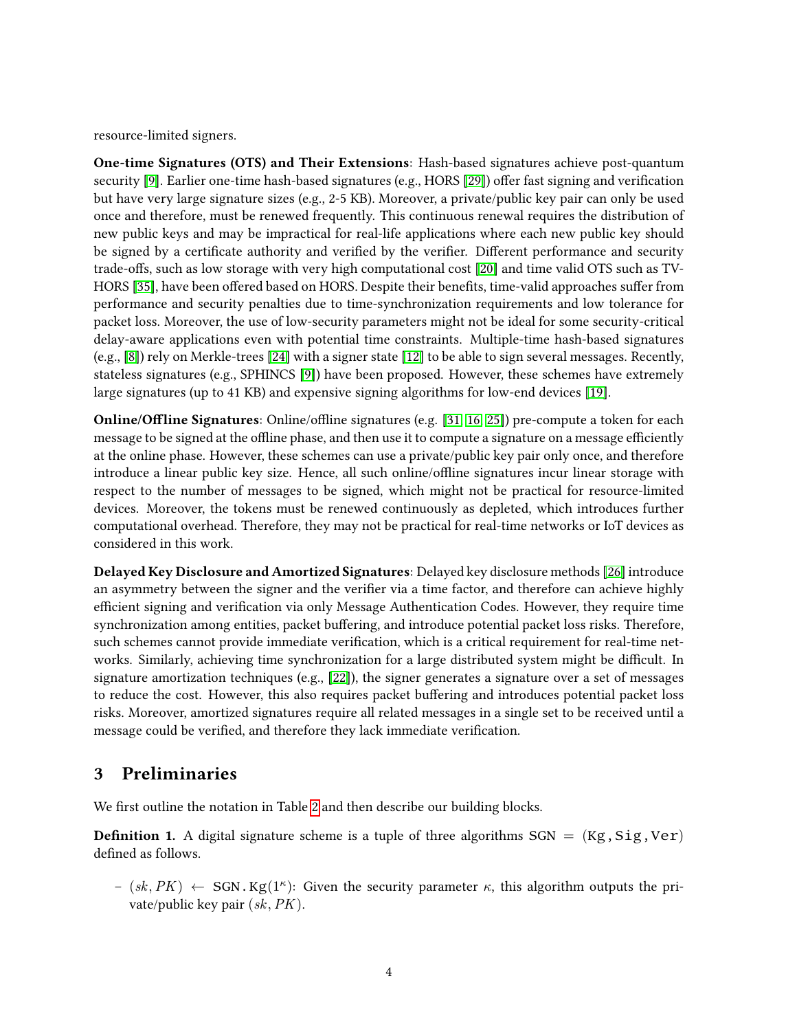resource-limited signers.

**One-time Signatures (OTS) and Their Extensions**: Hash-based signatures achieve post-quantum security [9]. Earlier one-time hash-based signatures (e.g., HORS [29]) offer fast signing and verification but have very large signature sizes (e.g., 2-5 KB). Moreover, a private/public key pair can only be used once and therefore, must be renewed frequently. This continuous renewal requires the distribution of new public keys and may be impractical for real-life applications where each new public key should be signed by a certificate authority and verified by the verifier. Different performance and security trade-offs, such as low storage with very high computational cost [20] and time valid OTS such as TV-HORS [35], have been offered based on HORS. Despite their benefits, time-valid approaches suffer from performance and security penalties due to time-synchronization requirements and low tolerance for packet loss. Moreover, the use of low-security parameters might not be ideal for some security-critical delay-aware applications even with potential time constraints. Multiple-time hash-based signatures (e.g., [8]) rely on Merkle-trees [24] with a signer state [12] to be able to sign several messages. Recently, stateless signatures (e.g., SPHINCS [9]) have been proposed. However, these schemes have extremely large signatures (up to 41 KB) and expensive signing algorithms for low-end devices [19].

**Online/Offline Signatures**: Online/offline signatures (e.g. [31, 16, 25]) pre-compute a token for each message to be signed at the offline phase, and then use it to compute a signature on a message efficiently at the online phase. However, these schemes can use a private/public key pair only once, and therefore introduce a linear public key size. Hence, all such online/offline signatures incur linear storage with respect to the number of messages to be signed, which might not be practical for resource-limited devices. Moreover, the tokens must be renewed continuously as depleted, which introduces further computational overhead. Therefore, they may not be practical for real-time networks or IoT devices as considered in this work.

**Delayed Key Disclosure and Amortized Signatures**: Delayed key disclosure methods [26] introduce an asymmetry between the signer and the verifier via a time factor, and therefore can achieve highly efficient signing and verification via only Message Authentication Codes. However, they require time synchronization among entities, packet buffering, and introduce potential packet loss risks. Therefore, such schemes cannot provide immediate verification, which is a critical requirement for real-time networks. Similarly, achieving time synchronization for a large distributed system might be difficult. In signature amortization techniques (e.g., [22]), the signer generates a signature over a set of messages to reduce the cost. However, this also requires packet buffering and introduces potential packet loss risks. Moreover, amortized signatures require all related messages in a single set to be received until a message could be verified, and therefore they lack immediate verification.

## 3 Preliminaries

We first outline the notation in Table 2 and then describe our building blocks.

**Definition 1.** A digital signature scheme is a tuple of three algorithms $\text{SGN} = (\texttt{Kg}, \texttt{Sig}, \texttt{Ver})$ defined as follows.

- $(sk, PK) \leftarrow \text{SGN}.\texttt{Kg}(1^\kappa)$: Given the security parameter $\kappa$, this algorithm outputs the private/public key pair $(sk, PK)$.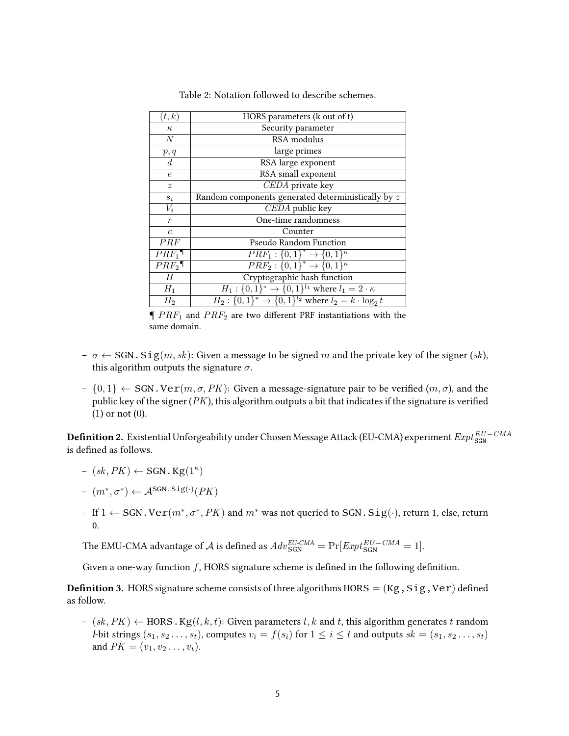Table 2: Notation followed to describe schemes.

| $(t, k)$ | HORS parameters (k out of t) |
|---|---|
| $\kappa$ | Security parameter |
| $N$ | RSA modulus |
| $p, q$ | large primes |
| $d$ | RSA large exponent |
| $e$ | RSA small exponent |
| $z$ | *CEDA* private key |
| $s_i$ | Random components generated deterministically by $z$ |
| $V_i$ | *CEDA* public key |
| $r$ | One-time randomness |
| $c$ | Counter |
| $PRF$ | Pseudo Random Function |
| $PRF_1$ ¶ | $PRF_1 : \{0,1\}^* \rightarrow \{0,1\}^\kappa$ |
| $PRF_2$ ¶ | $PRF_2 : \{0,1\}^* \rightarrow \{0,1\}^\kappa$ |
| $H$ | Cryptographic hash function |
| $H_1$ | $H_1 : \{0,1\}^* \rightarrow \{0,1\}^{l_1}$ where $l_1 = 2 \cdot \kappa$ |
| $H_2$ | $H_2 : \{0,1\}^* \rightarrow \{0,1\}^{l_2}$ where $l_2 = k \cdot \log_2 t$ |

¶ $PRF_1$ and $PRF_2$ are two different PRF instantiations with the same domain.

- $\sigma \leftarrow \texttt{SGN.Sig}(m, sk)$: Given a message to be signed $m$ and the private key of the signer ($sk$), this algorithm outputs the signature $\sigma$.
- $\{0,1\} \leftarrow \texttt{SGN.Ver}(m, \sigma, PK)$: Given a message-signature pair to be verified $(m, \sigma)$, and the public key of the signer ($PK$), this algorithm outputs a bit that indicates if the signature is verified (1) or not (0).

**Definition 2.** Existential Unforgeability under Chosen Message Attack (EU-CMA) experiment $Expt^{EU-CMA}_{\texttt{SGN}}$ is defined as follows.

- $(sk, PK) \leftarrow \texttt{SGN.Kg}(1^\kappa)$
- $(m^*, \sigma^*) \leftarrow \mathcal{A}^{\texttt{SGN.Sig}(\cdot)}(PK)$
- If $1 \leftarrow \texttt{SGN.Ver}(m^*, \sigma^*, PK)$ and $m^*$ was not queried to $\texttt{SGN.Sig}(\cdot)$, return 1, else, return 0.

The EMU-CMA advantage of $\mathcal{A}$ is defined as $Adv^{EU\text{-}CMA}_{\texttt{SGN}} = \Pr[Expt^{EU-CMA}_{\texttt{SGN}} = 1]$.

Given a one-way function $f$, HORS signature scheme is defined in the following definition.

**Definition 3.** HORS signature scheme consists of three algorithms HORS = ($\texttt{Kg}$, $\texttt{Sig}$, $\texttt{Ver}$) defined as follow.

- $(sk, PK) \leftarrow \texttt{HORS.Kg}(l, k, t)$: Given parameters $l, k$ and $t$, this algorithm generates $t$ random $l$-bit strings $(s_1, s_2 \ldots, s_t)$, computes $v_i = f(s_i)$ for $1 \leq i \leq t$ and outputs $sk = (s_1, s_2 \ldots, s_t)$ and $PK = (v_1, v_2 \ldots, v_t)$.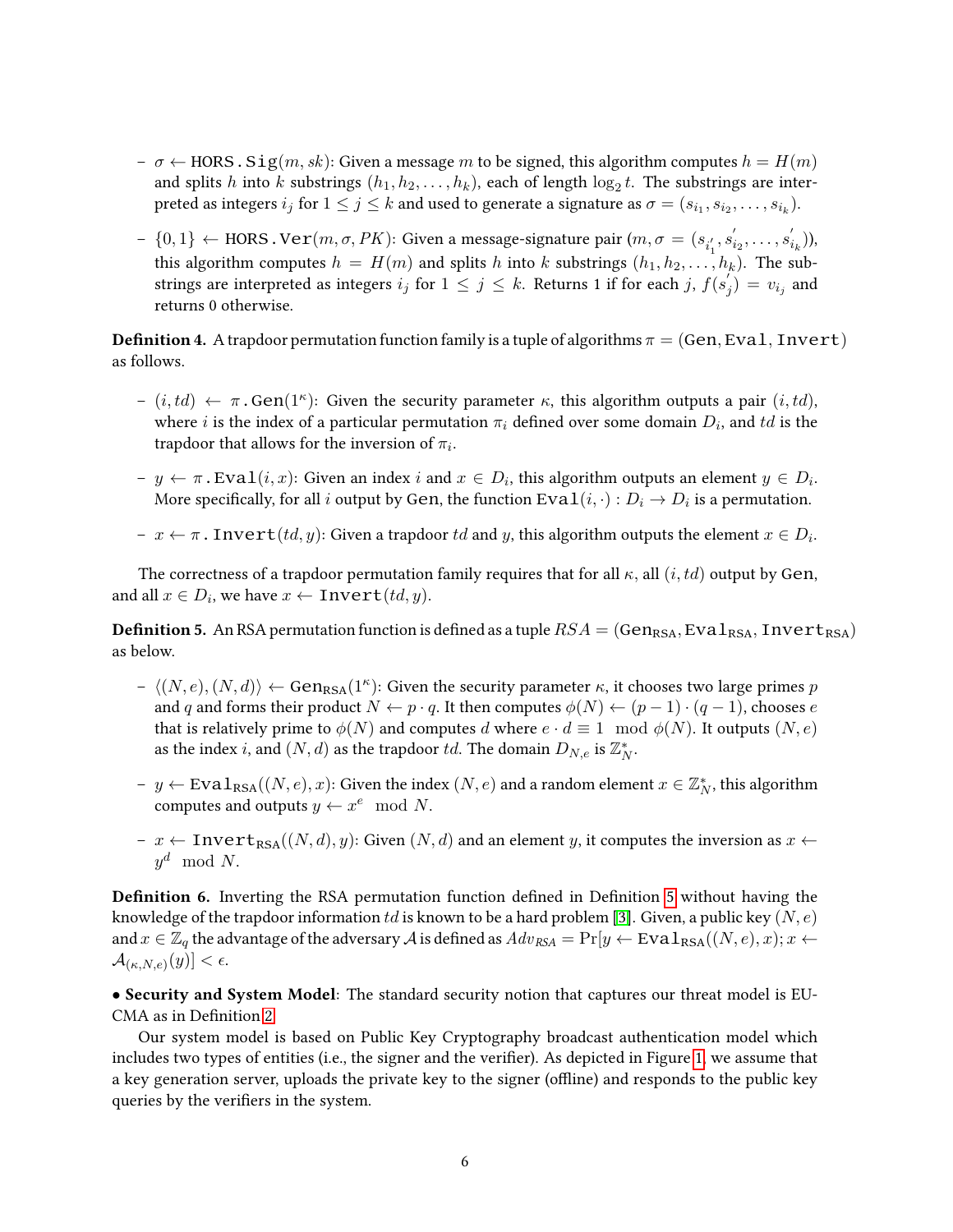- $\sigma \leftarrow$ HORS.$\texttt{Sig}(m, sk)$: Given a message $m$ to be signed, this algorithm computes $h = H(m)$ and splits $h$ into $k$ substrings $(h_1, h_2, \ldots, h_k)$, each of length $\log_2 t$. The substrings are interpreted as integers $i_j$ for $1 \leq j \leq k$ and used to generate a signature as $\sigma = (s_{i_1}, s_{i_2}, \ldots, s_{i_k})$.
- $\{0, 1\} \leftarrow$ HORS.$\texttt{Ver}(m, \sigma, PK)$: Given a message-signature pair $(m, \sigma = (s'_{i'_1}, s'_{i_2}, \ldots, s'_{i_k}))$, this algorithm computes $h = H(m)$ and splits $h$ into $k$ substrings $(h_1, h_2, \ldots, h_k)$. The substrings are interpreted as integers $i_j$ for $1 \leq j \leq k$. Returns 1 if for each $j$, $f(s'_j) = v_{i_j}$ and returns 0 otherwise.

**Definition 4.** A trapdoor permutation function family is a tuple of algorithms $\pi = (\texttt{Gen}, \texttt{Eval}, \texttt{Invert})$ as follows.

- $(i, td) \leftarrow \pi.\texttt{Gen}(1^\kappa)$: Given the security parameter $\kappa$, this algorithm outputs a pair $(i, td)$, where $i$ is the index of a particular permutation $\pi_i$ defined over some domain $D_i$, and $td$ is the trapdoor that allows for the inversion of $\pi_i$.
- $y \leftarrow \pi.\texttt{Eval}(i, x)$: Given an index $i$ and $x \in D_i$, this algorithm outputs an element $y \in D_i$. More specifically, for all $i$ output by $\texttt{Gen}$, the function $\texttt{Eval}(i, \cdot) : D_i \rightarrow D_i$ is a permutation.
- $x \leftarrow \pi.\texttt{Invert}(td, y)$: Given a trapdoor $td$ and $y$, this algorithm outputs the element $x \in D_i$.

The correctness of a trapdoor permutation family requires that for all $\kappa$, all $(i, td)$ output by $\texttt{Gen}$, and all $x \in D_i$, we have $x \leftarrow \texttt{Invert}(td, y)$.

**Definition 5.** An RSA permutation function is defined as a tuple $RSA = (\texttt{Gen}_{\text{RSA}}, \texttt{Eval}_{\text{RSA}}, \texttt{Invert}_{\text{RSA}})$ as below.

- $\langle (N, e), (N, d) \rangle \leftarrow \texttt{Gen}_{\text{RSA}}(1^\kappa)$: Given the security parameter $\kappa$, it chooses two large primes $p$ and $q$ and forms their product $N \leftarrow p \cdot q$. It then computes $\phi(N) \leftarrow (p-1) \cdot (q-1)$, chooses $e$ that is relatively prime to $\phi(N)$ and computes $d$ where $e \cdot d \equiv 1 \mod \phi(N)$. It outputs $(N, e)$ as the index $i$, and $(N, d)$ as the trapdoor $td$. The domain $D_{N,e}$ is $\mathbb{Z}_N^*$.
- $y \leftarrow \texttt{Eval}_{\text{RSA}}((N, e), x)$: Given the index $(N, e)$ and a random element $x \in \mathbb{Z}_N^*$, this algorithm computes and outputs $y \leftarrow x^e \mod N$.
- $x \leftarrow \texttt{Invert}_{\text{RSA}}((N, d), y)$: Given $(N, d)$ and an element $y$, it computes the inversion as $x \leftarrow y^d \mod N$.

**Definition 6.** Inverting the RSA permutation function defined in Definition 5 without having the knowledge of the trapdoor information $td$ is known to be a hard problem [3]. Given, a public key $(N, e)$ and $x \in \mathbb{Z}_q$ the advantage of the adversary $\mathcal{A}$ is defined as $Adv_{RSA} = \Pr[y \leftarrow \texttt{Eval}_{\text{RSA}}((N, e), x); x \leftarrow \mathcal{A}_{(\kappa, N, e)}(y)] < \epsilon$.

• **Security and System Model**: The standard security notion that captures our threat model is EU-CMA as in Definition 2.

Our system model is based on Public Key Cryptography broadcast authentication model which includes two types of entities (i.e., the signer and the verifier). As depicted in Figure 1, we assume that a key generation server, uploads the private key to the signer (offline) and responds to the public key queries by the verifiers in the system.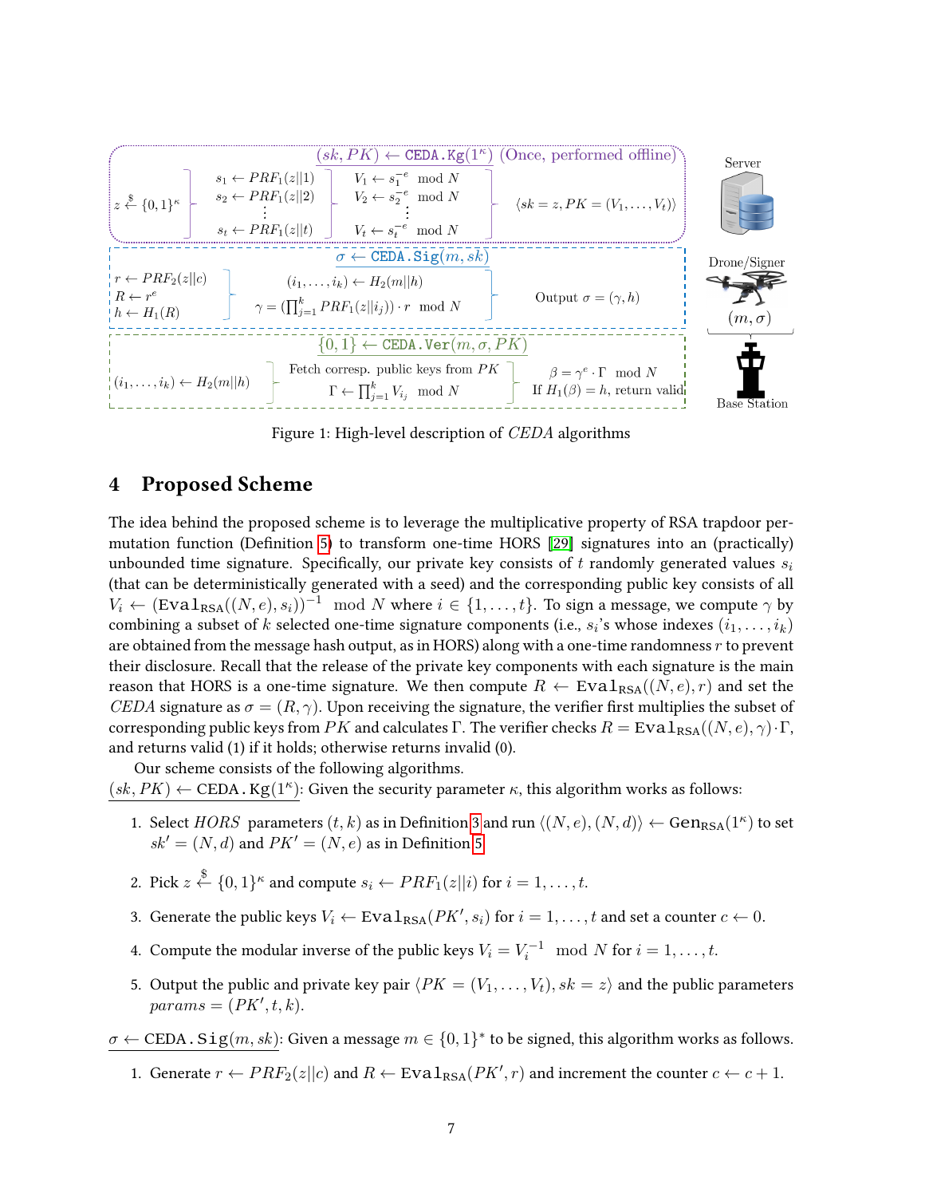Figure 1: High-level description of *CEDA* algorithms

## 4 Proposed Scheme

The idea behind the proposed scheme is to leverage the multiplicative property of RSA trapdoor permutation function (Definition 5) to transform one-time HORS [29] signatures into an (practically) unbounded time signature. Specifically, our private key consists of $t$ randomly generated values $s_i$ (that can be deterministically generated with a seed) and the corresponding public key consists of all $V_i \leftarrow (\texttt{Eval}_{\text{RSA}}((N, e), s_i))^{-1} \mod N$ where $i \in \{1, \ldots, t\}$. To sign a message, we compute $\gamma$ by combining a subset of $k$ selected one-time signature components (i.e., $s_i$'s whose indexes $(i_1, \ldots, i_k)$ are obtained from the message hash output, as in HORS) along with a one-time randomness $r$ to prevent their disclosure. Recall that the release of the private key components with each signature is the main reason that HORS is a one-time signature. We then compute $R \leftarrow \texttt{Eval}_{\text{RSA}}((N, e), r)$ and set the *CEDA* signature as $\sigma = (R, \gamma)$. Upon receiving the signature, the verifier first multiplies the subset of corresponding public keys from $PK$ and calculates $\Gamma$. The verifier checks $R = \texttt{Eval}_{\text{RSA}}((N, e), \gamma) \cdot \Gamma$, and returns valid (1) if it holds; otherwise returns invalid (0).

Our scheme consists of the following algorithms.

$(sk, PK) \leftarrow$ CEDA.Kg$(1^\kappa)$: Given the security parameter $\kappa$, this algorithm works as follows:

1. Select *HORS* parameters $(t, k)$ as in Definition 3 and run $\langle (N, e), (N, d) \rangle \leftarrow \texttt{Gen}_{\text{RSA}}(1^\kappa)$ to set $sk' = (N, d)$ and $PK' = (N, e)$ as in Definition 5.

2. Pick $z \xleftarrow{\$} \{0, 1\}^\kappa$ and compute $s_i \leftarrow PRF_1(z||i)$ for $i = 1, \ldots, t$.

3. Generate the public keys $V_i \leftarrow \texttt{Eval}_{\text{RSA}}(PK', s_i)$ for $i = 1, \ldots, t$ and set a counter $c \leftarrow 0$.

4. Compute the modular inverse of the public keys $V_i = V_i^{-1} \mod N$ for $i = 1, \ldots, t$.

5. Output the public and private key pair $\langle PK = (V_1, \ldots, V_t), sk = z \rangle$ and the public parameters $params = (PK', t, k)$.

$\sigma \leftarrow$ CEDA.Sig$(m, sk)$: Given a message $m \in \{0, 1\}^*$ to be signed, this algorithm works as follows.

1. Generate $r \leftarrow PRF_2(z||c)$ and $R \leftarrow \texttt{Eval}_{\text{RSA}}(PK', r)$ and increment the counter $c \leftarrow c + 1$.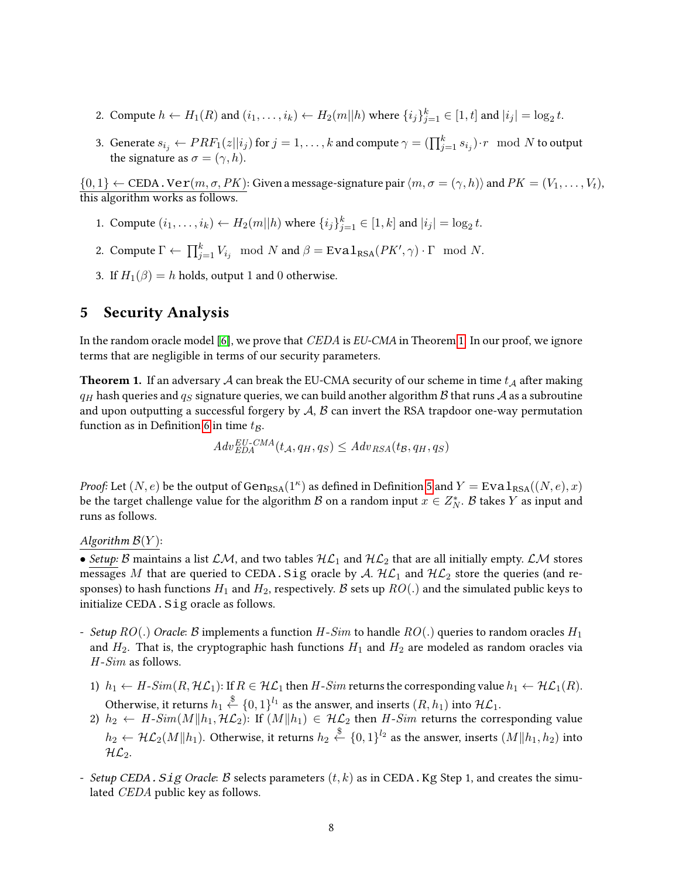2. Compute $h \leftarrow H_1(R)$ and $(i_1, \ldots, i_k) \leftarrow H_2(m||h)$ where $\{i_j\}_{j=1}^{k} \in [1, t]$ and $|i_j| = \log_2 t$.

3. Generate $s_{i_j} \leftarrow PRF_1(z||i_j)$ for $j = 1, \ldots, k$ and compute $\gamma = (\prod_{j=1}^{k} s_{i_j}) \cdot r \mod N$ to output the signature as $\sigma = (\gamma, h)$.

$\{0, 1\} \leftarrow \texttt{CEDA.Ver}(m, \sigma, PK)$: Given a message-signature pair $\langle m, \sigma = (\gamma, h)\rangle$ and $PK = (V_1, \ldots, V_t)$, this algorithm works as follows.

1. Compute $(i_1, \ldots, i_k) \leftarrow H_2(m||h)$ where $\{i_j\}_{j=1}^{k} \in [1, k]$ and $|i_j| = \log_2 t$.

2. Compute $\Gamma \leftarrow \prod_{j=1}^{k} V_{i_j} \mod N$ and $\beta = \texttt{Eval}_{\texttt{RSA}}(PK', \gamma) \cdot \Gamma \mod N$.

3. If $H_1(\beta) = h$ holds, output 1 and 0 otherwise.

# 5 Security Analysis

In the random oracle model [6], we prove that *CEDA* is *EU-CMA* in Theorem 1. In our proof, we ignore terms that are negligible in terms of our security parameters.

**Theorem 1.** If an adversary $\mathcal{A}$ can break the EU-CMA security of our scheme in time $t_{\mathcal{A}}$ after making $q_H$ hash queries and $q_S$ signature queries, we can build another algorithm $\mathcal{B}$ that runs $\mathcal{A}$ as a subroutine and upon outputting a successful forgery by $\mathcal{A}$, $\mathcal{B}$ can invert the RSA trapdoor one-way permutation function as in Definition 6 in time $t_{\mathcal{B}}$.

$$Adv_{EDA}^{EU\text{-}CMA}(t_{\mathcal{A}}, q_H, q_S) \leq Adv_{RSA}(t_{\mathcal{B}}, q_H, q_S)$$

*Proof:* Let $(N, e)$ be the output of $\texttt{Gen}_{\texttt{RSA}}(1^{\kappa})$ as defined in Definition 5 and $Y = \texttt{Eval}_{\texttt{RSA}}((N, e), x)$ be the target challenge value for the algorithm $\mathcal{B}$ on a random input $x \in Z_N^*$. $\mathcal{B}$ takes $Y$ as input and runs as follows.

*Algorithm $\mathcal{B}(Y)$:*

• *Setup:* $\mathcal{B}$ maintains a list $\mathcal{LM}$, and two tables $\mathcal{HL}_1$ and $\mathcal{HL}_2$ that are all initially empty. $\mathcal{LM}$ stores messages $M$ that are queried to $\texttt{CEDA.Sig}$ oracle by $\mathcal{A}$. $\mathcal{HL}_1$ and $\mathcal{HL}_2$ store the queries (and responses) to hash functions $H_1$ and $H_2$, respectively. $\mathcal{B}$ sets up $RO(.)$ and the simulated public keys to initialize $\texttt{CEDA.Sig}$ oracle as follows.

- *Setup $RO(.)$ Oracle*: $\mathcal{B}$ implements a function *H-Sim* to handle $RO(.)$ queries to random oracles $H_1$ and $H_2$. That is, the cryptographic hash functions $H_1$ and $H_2$ are modeled as random oracles via *H-Sim* as follows.

  1) $h_1 \leftarrow$ *H-Sim*$(R, \mathcal{HL}_1)$: If $R \in \mathcal{HL}_1$ then *H-Sim* returns the corresponding value $h_1 \leftarrow \mathcal{HL}_1(R)$. Otherwise, it returns $h_1 \xleftarrow{\$} \{0, 1\}^{l_1}$ as the answer, and inserts $(R, h_1)$ into $\mathcal{HL}_1$.
  2) $h_2 \leftarrow$ *H-Sim*$(M\|h_1, \mathcal{HL}_2)$: If $(M\|h_1) \in \mathcal{HL}_2$ then *H-Sim* returns the corresponding value $h_2 \leftarrow \mathcal{HL}_2(M\|h_1)$. Otherwise, it returns $h_2 \xleftarrow{\$} \{0, 1\}^{l_2}$ as the answer, inserts $(M\|h_1, h_2)$ into $\mathcal{HL}_2$.

- *Setup $\texttt{CEDA.Sig}$ Oracle*: $\mathcal{B}$ selects parameters $(t, k)$ as in $\texttt{CEDA.Kg}$ Step 1, and creates the simulated *CEDA* public key as follows.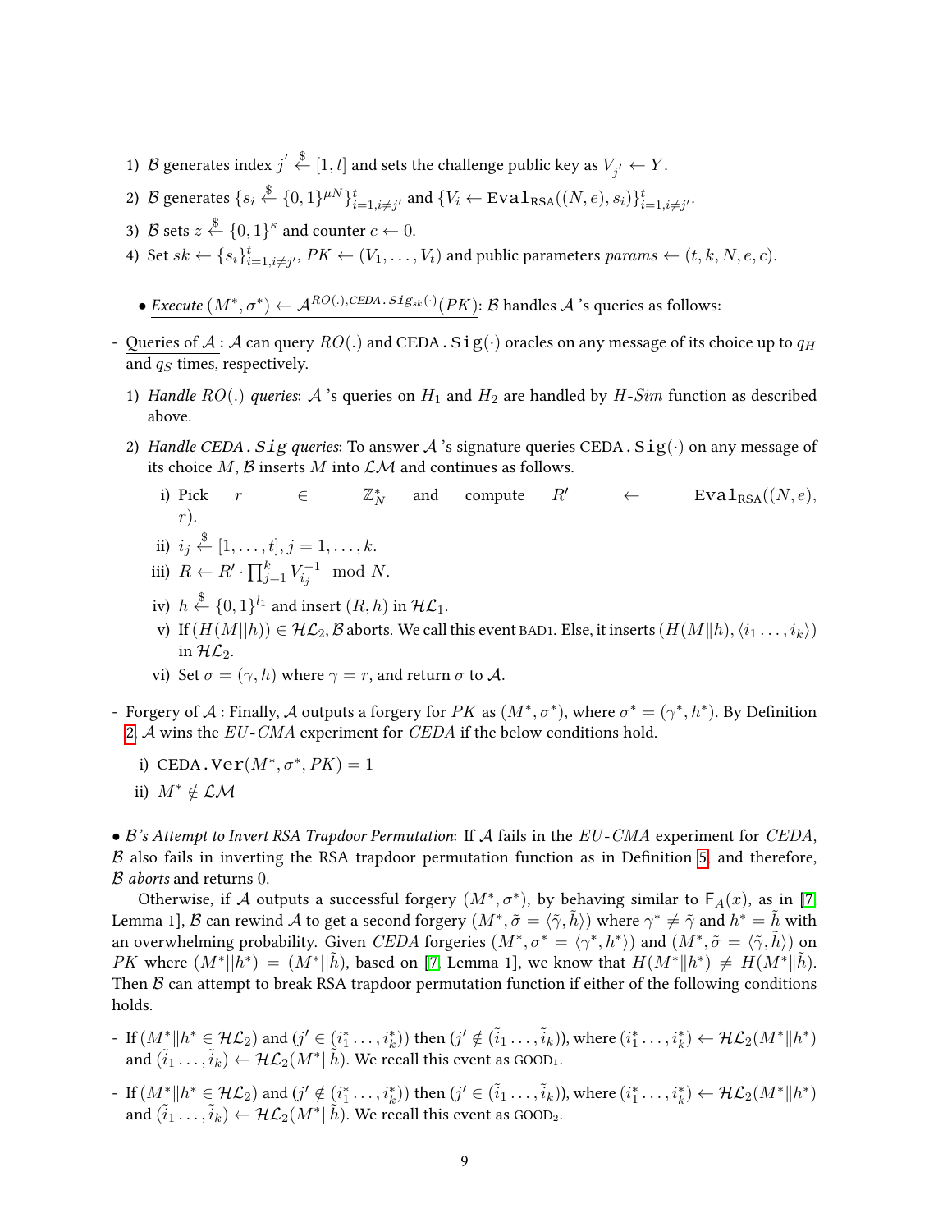1) $\mathcal{B}$ generates index $j' \xleftarrow{\$} [1,t]$ and sets the challenge public key as $V_{j'} \leftarrow Y$.
2) $\mathcal{B}$ generates $\{s_i \xleftarrow{\$} \{0,1\}^{\mu N}\}_{i=1, i\neq j'}^{t}$ and $\{V_i \leftarrow \texttt{Eval}_{\text{RSA}}((N,e), s_i)\}_{i=1,i\neq j'}^{t}$.
3) $\mathcal{B}$ sets $z \xleftarrow{\$} \{0,1\}^{\kappa}$ and counter $c \leftarrow 0$.
4) Set $sk \leftarrow \{s_i\}_{i=1,i\neq j'}^{t}$, $PK \leftarrow (V_1,\ldots,V_t)$ and public parameters $params \leftarrow (t,k,N,e,c)$.

- <u>*Execute* $(M^*, \sigma^*) \leftarrow \mathcal{A}^{RO(.),CEDA.\texttt{Sig}_{sk}(\cdot)}(PK)$</u>: $\mathcal{B}$ handles $\mathcal{A}$ 's queries as follows:

- <u>Queries of $\mathcal{A}$</u> : $\mathcal{A}$ can query $RO(.)$ and CEDA.$\texttt{Sig}(\cdot)$ oracles on any message of its choice up to $q_H$ and $q_S$ times, respectively.
  1) *Handle $RO(.)$ queries*: $\mathcal{A}$ 's queries on $H_1$ and $H_2$ are handled by $H$-$Sim$ function as described above.
  2) *Handle CEDA.$\texttt{Sig}$ queries*: To answer $\mathcal{A}$ 's signature queries CEDA.$\texttt{Sig}(\cdot)$ on any message of its choice $M$, $\mathcal{B}$ inserts $M$ into $\mathcal{LM}$ and continues as follows.
     i) Pick $r \in \mathbb{Z}_N^*$ and compute $R' \leftarrow \texttt{Eval}_{\text{RSA}}((N,e), r)$.
     ii) $i_j \xleftarrow{\$} [1,\ldots,t], j = 1,\ldots,k$.
     iii) $R \leftarrow R' \cdot \prod_{j=1}^{k} V_{i_j}^{-1} \mod N$.
     iv) $h \xleftarrow{\$} \{0,1\}^{l_1}$ and insert $(R,h)$ in $\mathcal{HL}_1$.
     v) If $(H(M||h)) \in \mathcal{HL}_2$, $\mathcal{B}$ aborts. We call this event BAD1. Else, it inserts $(H(M\|h), \langle i_1 \ldots, i_k\rangle)$ in $\mathcal{HL}_2$.
     vi) Set $\sigma = (\gamma, h)$ where $\gamma = r$, and return $\sigma$ to $\mathcal{A}$.

- <u>Forgery of $\mathcal{A}$</u> : Finally, $\mathcal{A}$ outputs a forgery for $PK$ as $(M^*, \sigma^*)$, where $\sigma^* = (\gamma^*, h^*)$. By Definition 2, $\mathcal{A}$ wins the $EU$-$CMA$ experiment for $CEDA$ if the below conditions hold.
  i) CEDA.$\texttt{Ver}(M^*, \sigma^*, PK) = 1$
  ii) $M^* \notin \mathcal{LM}$

- <u>*$\mathcal{B}$'s Attempt to Invert RSA Trapdoor Permutation*</u>: If $\mathcal{A}$ fails in the $EU$-$CMA$ experiment for $CEDA$, $\mathcal{B}$ also fails in inverting the RSA trapdoor permutation function as in Definition 5, and therefore, $\mathcal{B}$ *aborts* and returns 0.

Otherwise, if $\mathcal{A}$ outputs a successful forgery $(M^*, \sigma^*)$, by behaving similar to $\mathsf{F}_A(x)$, as in [7, Lemma 1], $\mathcal{B}$ can rewind $\mathcal{A}$ to get a second forgery $(M^*, \tilde{\sigma} = (\tilde{\gamma}, \tilde{h}))$ where $\gamma^* \neq \tilde{\gamma}$ and $h^* = \tilde{h}$ with an overwhelming probability. Given $CEDA$ forgeries $(M^*, \sigma^* = \langle \gamma^*, h^* \rangle)$ and $(M^*, \tilde{\sigma} = \langle \tilde{\gamma}, \tilde{h} \rangle)$ on $PK$ where $(M^*||h^*) = (M^*||\tilde{h})$, based on [7, Lemma 1], we know that $H(M^*\|h^*) \neq H(M^*\|\tilde{h})$. Then $\mathcal{B}$ can attempt to break RSA trapdoor permutation function if either of the following conditions holds.

- If $(M^*\|h^* \in \mathcal{HL}_2)$ and $(j' \in (i_1^* \ldots, i_k^*))$ then $(j' \notin (\tilde{i}_1 \ldots, \tilde{i}_k))$, where $(i_1^* \ldots, i_k^*) \leftarrow \mathcal{HL}_2(M^*\|h^*)$ and $(\tilde{i}_1 \ldots, \tilde{i}_k) \leftarrow \mathcal{HL}_2(M^*\|\tilde{h})$. We recall this event as GOOD$_1$.
- If $(M^*\|h^* \in \mathcal{HL}_2)$ and $(j' \notin (i_1^* \ldots, i_k^*))$ then $(j' \in (\tilde{i}_1 \ldots, \tilde{i}_k))$, where $(i_1^* \ldots, i_k^*) \leftarrow \mathcal{HL}_2(M^*\|h^*)$ and $(\tilde{i}_1 \ldots, \tilde{i}_k) \leftarrow \mathcal{HL}_2(M^*\|\tilde{h})$. We recall this event as GOOD$_2$.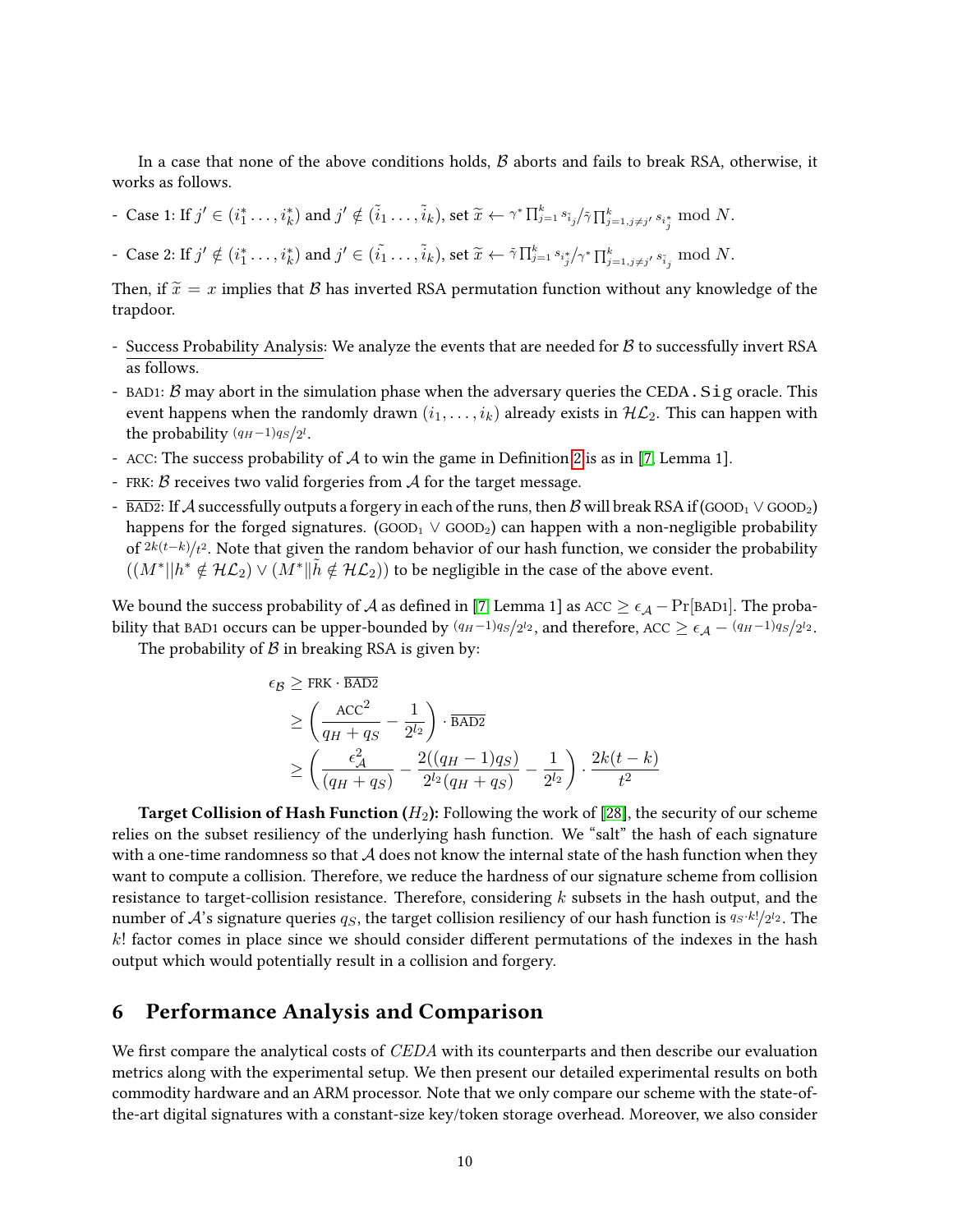In a case that none of the above conditions holds, $\mathcal{B}$ aborts and fails to break RSA, otherwise, it works as follows.

- Case 1: If $j' \in (i_1^* \dots, i_k^*)$ and $j' \notin (\tilde{i}_1 \dots, \tilde{i}_k)$, set $\widetilde{x} \leftarrow \gamma^* \prod_{j=1}^{k} s_{\tilde{i}_j} / \tilde{\gamma} \prod_{j=1, j\neq j'}^{k} s_{i_j^*} \bmod N$.
- Case 2: If $j' \notin (i_1^* \dots, i_k^*)$ and $j' \in (\tilde{i}_1 \dots, \tilde{i}_k)$, set $\widetilde{x} \leftarrow \tilde{\gamma} \prod_{j=1}^{k} s_{i_j^*} / \gamma^* \prod_{j=1, j\neq j'}^{k} s_{\tilde{i}_j} \bmod N$.

Then, if $\widetilde{x} = x$ implies that $\mathcal{B}$ has inverted RSA permutation function without any knowledge of the trapdoor.

- Success Probability Analysis: We analyze the events that are needed for $\mathcal{B}$ to successfully invert RSA as follows.
- BAD1: $\mathcal{B}$ may abort in the simulation phase when the adversary queries the CEDA.Sig oracle. This event happens when the randomly drawn $(i_1, \dots, i_k)$ already exists in $\mathcal{HL}_2$. This can happen with the probability $(q_H - 1)q_S/2^l$.
- ACC: The success probability of $\mathcal{A}$ to win the game in Definition 2 is as in [7, Lemma 1].
- FRK: $\mathcal{B}$ receives two valid forgeries from $\mathcal{A}$ for the target message.
- $\overline{\text{BAD2}}$: If $\mathcal{A}$ successfully outputs a forgery in each of the runs, then $\mathcal{B}$ will break RSA if ($\text{GOOD}_1 \vee \text{GOOD}_2$) happens for the forged signatures. ($\text{GOOD}_1 \vee \text{GOOD}_2$) can happen with a non-negligible probability of $2k(t-k)/t^2$. Note that given the random behavior of our hash function, we consider the probability $((M^* \| h^* \notin \mathcal{HL}_2) \vee (M^* \| \tilde{h} \notin \mathcal{HL}_2))$ to be negligible in the case of the above event.

We bound the success probability of $\mathcal{A}$ as defined in [7, Lemma 1] as $\text{ACC} \geq \epsilon_{\mathcal{A}} - \Pr[\text{BAD1}]$. The probability that BAD1 occurs can be upper-bounded by $(q_H - 1)q_S/2^{l_2}$, and therefore, $\text{ACC} \geq \epsilon_{\mathcal{A}} - (q_H - 1)q_S/2^{l_2}$.

The probability of $\mathcal{B}$ in breaking RSA is given by:

$$
\begin{aligned}
\epsilon_{\mathcal{B}} &\geq \text{FRK} \cdot \overline{\text{BAD2}} \\
&\geq \left( \frac{\text{ACC}^2}{q_H + q_S} - \frac{1}{2^{l_2}} \right) \cdot \overline{\text{BAD2}} \\
&\geq \left( \frac{\epsilon_{\mathcal{A}}^2}{(q_H + q_S)} - \frac{2((q_H - 1)q_S)}{2^{l_2}(q_H + q_S)} - \frac{1}{2^{l_2}} \right) \cdot \frac{2k(t-k)}{t^2}
\end{aligned}
$$

**Target Collision of Hash Function ($H_2$):** Following the work of [28], the security of our scheme relies on the subset resiliency of the underlying hash function. We "salt" the hash of each signature with a one-time randomness so that $\mathcal{A}$ does not know the internal state of the hash function when they want to compute a collision. Therefore, we reduce the hardness of our signature scheme from collision resistance to target-collision resistance. Therefore, considering $k$ subsets in the hash output, and the number of $\mathcal{A}$'s signature queries $q_S$, the target collision resiliency of our hash function is $q_S \cdot k!/2^{l_2}$. The $k!$ factor comes in place since we should consider different permutations of the indexes in the hash output which would potentially result in a collision and forgery.

## 6 Performance Analysis and Comparison

We first compare the analytical costs of *CEDA* with its counterparts and then describe our evaluation metrics along with the experimental setup. We then present our detailed experimental results on both commodity hardware and an ARM processor. Note that we only compare our scheme with the state-of-the-art digital signatures with a constant-size key/token storage overhead. Moreover, we also consider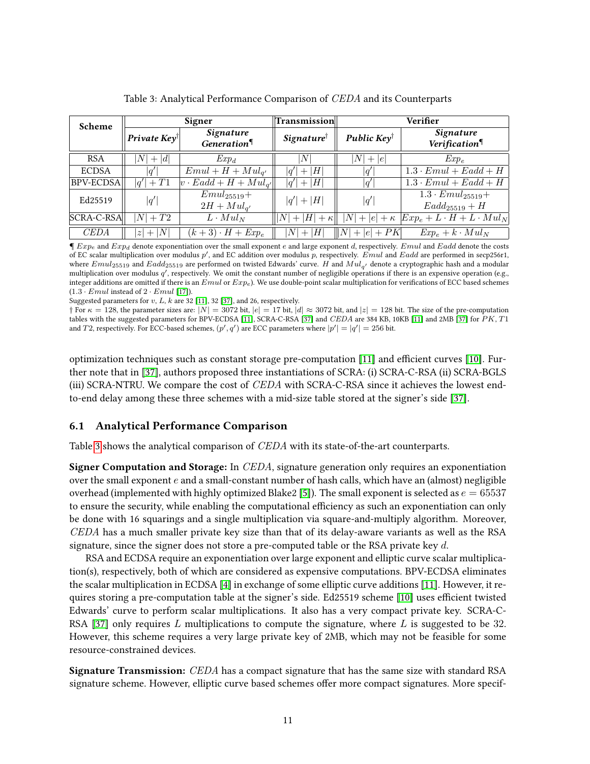Table 3: Analytical Performance Comparison of $CEDA$ and its Counterparts

| Scheme | Signer | | Transmission | Verifier | |
|---|---|---|---|---|---|
| | ***Private Key***[†] | ***Signature Generation***[¶] | ***Signature***[†] | ***Public Key***[†] | ***Signature Verification***[¶] |
| RSA | $\|N\| + \|d\|$ | $Exp_d$ | $\|N\|$ | $\|N\| + \|e\|$ | $Exp_e$ |
| ECDSA | $\|q'\|$ | $Emul + H + Mul_{q'}$ | $\|q'\| + \|H\|$ | $\|q'\|$ | $1.3 \cdot Emul + Eadd + H$ |
| BPV-ECDSA | $\|q'\| + T1$ | $v \cdot Eadd + H + Mul_{q'}$ | $\|q'\| + \|H\|$ | $\|q'\|$ | $1.3 \cdot Emul + Eadd + H$ |
| Ed25519 | $\|q'\|$ | $Emul_{25519} + 2H + Mul_{q'}$ | $\|q'\| + \|H\|$ | $\|q'\|$ | $1.3 \cdot Emul_{25519} + Eadd_{25519} + H$ |
| SCRA-C-RSA | $\|N\| + T2$ | $L \cdot Mul_N$ | $\|N\| + \|H\| + \kappa$ | $\|N\| + \|e\| + \kappa$ | $Exp_e + L \cdot H + L \cdot Mul_N$ |
| $CEDA$ | $\|z\| + \|N\|$ | $(k+3) \cdot H + Exp_e$ | $\|N\| + \|H\|$ | $\|N\| + \|e\| + PK$ | $Exp_e + k \cdot Mul_N$ |

¶ $Exp_e$ and $Exp_d$ denote exponentiation over the small exponent $e$ and large exponent $d$, respectively. $Emul$ and $Eadd$ denote the costs of EC scalar multiplication over modulus $p'$, and EC addition over modulus $p$, respectively. $Emul$ and $Eadd$ are performed in secp256r1, where $Emul_{25519}$ and $Eadd_{25519}$ are performed on twisted Edwards' curve. $H$ and $Mul_{q'}$ denote a cryptographic hash and a modular multiplication over modulus $q'$, respectively. We omit the constant number of negligible operations if there is an expensive operation (e.g., integer additions are omitted if there is an $Emul$ or $Exp_e$). We use double-point scalar multiplication for verifications of ECC based schemes ($1.3 \cdot Emul$ instead of $2 \cdot Emul$ [17]).

Suggested parameters for $v$, $L$, $k$ are 32 [11], 32 [37], and 26, respectively.

† For $\kappa = 128$, the parameter sizes are: $|N| = 3072$ bit, $|e| = 17$ bit, $|d| \approx 3072$ bit, and $|z| = 128$ bit. The size of the pre-computation tables with the suggested parameters for BPV-ECDSA [11], SCRA-C-RSA [37] and $CEDA$ are 384 KB, 10KB [11] and 2MB [37] for $PK$, $T1$ and $T2$, respectively. For ECC-based schemes, $(p', q')$ are ECC parameters where $|p'| = |q'| = 256$ bit.

optimization techniques such as constant storage pre-computation [11] and efficient curves [10]. Further note that in [37], authors proposed three instantiations of SCRA: (i) SCRA-C-RSA (ii) SCRA-BGLS (iii) SCRA-NTRU. We compare the cost of $CEDA$ with SCRA-C-RSA since it achieves the lowest end-to-end delay among these three schemes with a mid-size table stored at the signer's side [37].

## 6.1 Analytical Performance Comparison

Table 3 shows the analytical comparison of $CEDA$ with its state-of-the-art counterparts.

**Signer Computation and Storage:** In $CEDA$, signature generation only requires an exponentiation over the small exponent $e$ and a small-constant number of hash calls, which have an (almost) negligible overhead (implemented with highly optimized Blake2 [5]). The small exponent is selected as $e = 65537$ to ensure the security, while enabling the computational efficiency as such an exponentiation can only be done with 16 squarings and a single multiplication via square-and-multiply algorithm. Moreover, $CEDA$ has a much smaller private key size than that of its delay-aware variants as well as the RSA signature, since the signer does not store a pre-computed table or the RSA private key $d$.

RSA and ECDSA require an exponentiation over large exponent and elliptic curve scalar multiplication(s), respectively, both of which are considered as expensive computations. BPV-ECDSA eliminates the scalar multiplication in ECDSA [4] in exchange of some elliptic curve additions [11]. However, it requires storing a pre-computation table at the signer's side. Ed25519 scheme [10] uses efficient twisted Edwards' curve to perform scalar multiplications. It also has a very compact private key. SCRA-C-RSA [37] only requires $L$ multiplications to compute the signature, where $L$ is suggested to be 32. However, this scheme requires a very large private key of 2MB, which may not be feasible for some resource-constrained devices.

**Signature Transmission:** $CEDA$ has a compact signature that has the same size with standard RSA signature scheme. However, elliptic curve based schemes offer more compact signatures. More specif-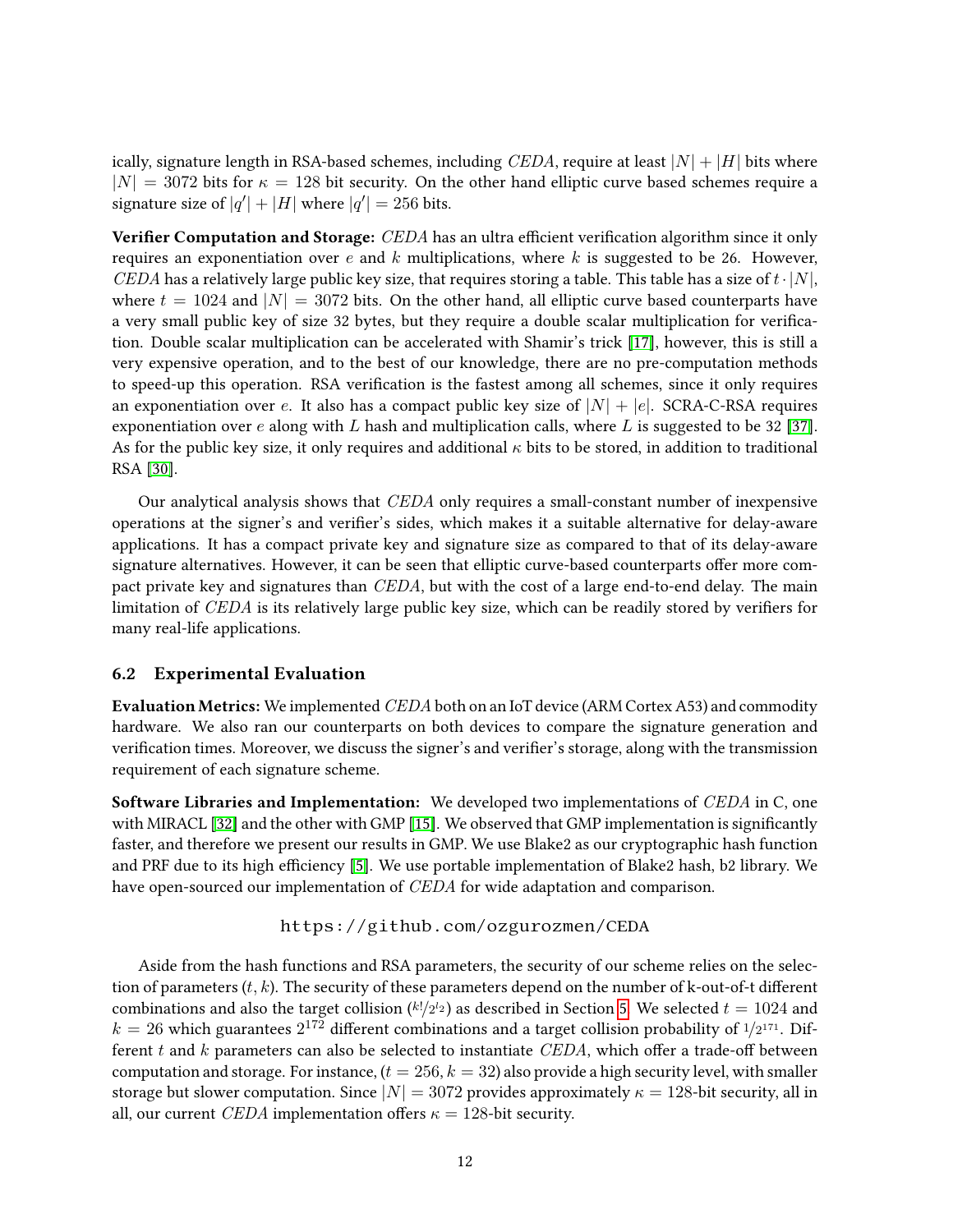ically, signature length in RSA-based schemes, including $CEDA$, require at least $|N| + |H|$ bits where $|N| = 3072$ bits for $\kappa = 128$ bit security. On the other hand elliptic curve based schemes require a signature size of $|q'| + |H|$ where $|q'| = 256$ bits.

**Verifier Computation and Storage:** $CEDA$ has an ultra efficient verification algorithm since it only requires an exponentiation over $e$ and $k$ multiplications, where $k$ is suggested to be 26. However, $CEDA$ has a relatively large public key size, that requires storing a table. This table has a size of $t \cdot |N|$, where $t = 1024$ and $|N| = 3072$ bits. On the other hand, all elliptic curve based counterparts have a very small public key of size 32 bytes, but they require a double scalar multiplication for verification. Double scalar multiplication can be accelerated with Shamir's trick [17], however, this is still a very expensive operation, and to the best of our knowledge, there are no pre-computation methods to speed-up this operation. RSA verification is the fastest among all schemes, since it only requires an exponentiation over $e$. It also has a compact public key size of $|N| + |e|$. SCRA-C-RSA requires exponentiation over $e$ along with $L$ hash and multiplication calls, where $L$ is suggested to be 32 [37]. As for the public key size, it only requires and additional $\kappa$ bits to be stored, in addition to traditional RSA [30].

Our analytical analysis shows that $CEDA$ only requires a small-constant number of inexpensive operations at the signer's and verifier's sides, which makes it a suitable alternative for delay-aware applications. It has a compact private key and signature size as compared to that of its delay-aware signature alternatives. However, it can be seen that elliptic curve-based counterparts offer more compact private key and signatures than $CEDA$, but with the cost of a large end-to-end delay. The main limitation of $CEDA$ is its relatively large public key size, which can be readily stored by verifiers for many real-life applications.

### 6.2 Experimental Evaluation

**Evaluation Metrics:** We implemented $CEDA$ both on an IoT device (ARM Cortex A53) and commodity hardware. We also ran our counterparts on both devices to compare the signature generation and verification times. Moreover, we discuss the signer's and verifier's storage, along with the transmission requirement of each signature scheme.

**Software Libraries and Implementation:** We developed two implementations of $CEDA$ in C, one with MIRACL [32] and the other with GMP [15]. We observed that GMP implementation is significantly faster, and therefore we present our results in GMP. We use Blake2 as our cryptographic hash function and PRF due to its high efficiency [5]. We use portable implementation of Blake2 hash, b2 library. We have open-sourced our implementation of $CEDA$ for wide adaptation and comparison.

https://github.com/ozgurozmen/CEDA

Aside from the hash functions and RSA parameters, the security of our scheme relies on the selection of parameters $(t, k)$. The security of these parameters depend on the number of k-out-of-t different combinations and also the target collision ($k!/2^{l_2}$) as described in Section 5. We selected $t = 1024$ and $k = 26$ which guarantees $2^{172}$ different combinations and a target collision probability of $1/2^{171}$. Different $t$ and $k$ parameters can also be selected to instantiate $CEDA$, which offer a trade-off between computation and storage. For instance, ($t = 256, k = 32$) also provide a high security level, with smaller storage but slower computation. Since $|N| = 3072$ provides approximately $\kappa = 128$-bit security, all in all, our current $CEDA$ implementation offers $\kappa = 128$-bit security.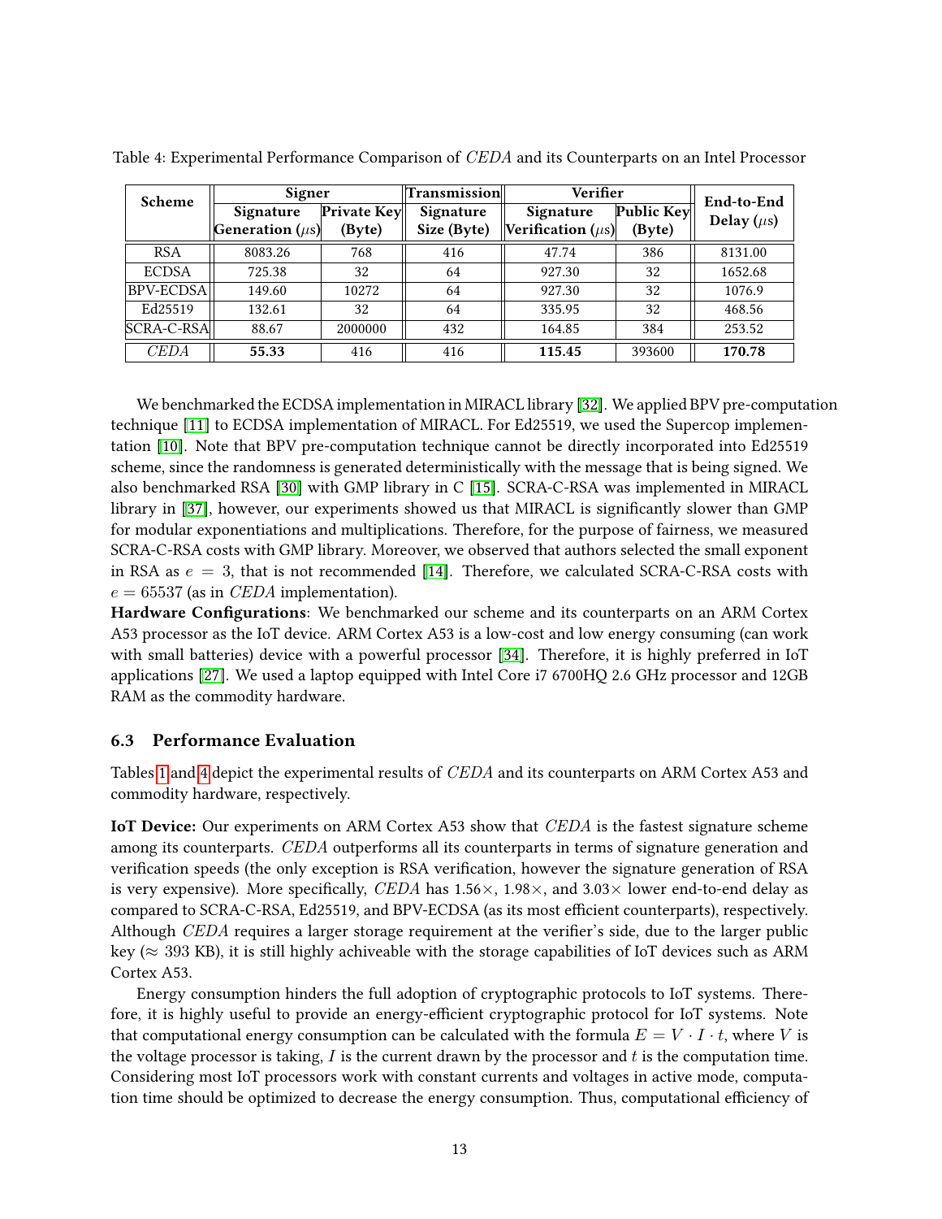Table 4: Experimental Performance Comparison of *CEDA* and its Counterparts on an Intel Processor

| Scheme | Signer | | Transmission | Verifier | | End-to-End Delay ($\mu$s) |
|---|---|---|---|---|---|---|
| | Signature Generation ($\mu$s) | Private Key (Byte) | Signature Size (Byte) | Signature Verification ($\mu$s) | Public Key (Byte) | |
| RSA | 8083.26 | 768 | 416 | 47.74 | 386 | 8131.00 |
| ECDSA | 725.38 | 32 | 64 | 927.30 | 32 | 1652.68 |
| BPV-ECDSA | 149.60 | 10272 | 64 | 927.30 | 32 | 1076.9 |
| Ed25519 | 132.61 | 32 | 64 | 335.95 | 32 | 468.56 |
| SCRA-C-RSA | 88.67 | 2000000 | 432 | 164.85 | 384 | 253.52 |
| *CEDA* | **55.33** | 416 | 416 | **115.45** | 393600 | **170.78** |

We benchmarked the ECDSA implementation in MIRACL library [32]. We applied BPV pre-computation technique [11] to ECDSA implementation of MIRACL. For Ed25519, we used the Supercop implementation [10]. Note that BPV pre-computation technique cannot be directly incorporated into Ed25519 scheme, since the randomness is generated deterministically with the message that is being signed. We also benchmarked RSA [30] with GMP library in C [15]. SCRA-C-RSA was implemented in MIRACL library in [37], however, our experiments showed us that MIRACL is significantly slower than GMP for modular exponentiations and multiplications. Therefore, for the purpose of fairness, we measured SCRA-C-RSA costs with GMP library. Moreover, we observed that authors selected the small exponent in RSA as $e = 3$, that is not recommended [14]. Therefore, we calculated SCRA-C-RSA costs with $e = 65537$ (as in *CEDA* implementation).

**Hardware Configurations**: We benchmarked our scheme and its counterparts on an ARM Cortex A53 processor as the IoT device. ARM Cortex A53 is a low-cost and low energy consuming (can work with small batteries) device with a powerful processor [34]. Therefore, it is highly preferred in IoT applications [27]. We used a laptop equipped with Intel Core i7 6700HQ 2.6 GHz processor and 12GB RAM as the commodity hardware.

### 6.3 Performance Evaluation

Tables 1 and 4 depict the experimental results of *CEDA* and its counterparts on ARM Cortex A53 and commodity hardware, respectively.

**IoT Device:** Our experiments on ARM Cortex A53 show that *CEDA* is the fastest signature scheme among its counterparts. *CEDA* outperforms all its counterparts in terms of signature generation and verification speeds (the only exception is RSA verification, however the signature generation of RSA is very expensive). More specifically, *CEDA* has 1.56×, 1.98×, and 3.03× lower end-to-end delay as compared to SCRA-C-RSA, Ed25519, and BPV-ECDSA (as its most efficient counterparts), respectively. Although *CEDA* requires a larger storage requirement at the verifier's side, due to the larger public key ($\approx 393$ KB), it is still highly achiveable with the storage capabilities of IoT devices such as ARM Cortex A53.

Energy consumption hinders the full adoption of cryptographic protocols to IoT systems. Therefore, it is highly useful to provide an energy-efficient cryptographic protocol for IoT systems. Note that computational energy consumption can be calculated with the formula $E = V \cdot I \cdot t$, where $V$ is the voltage processor is taking, $I$ is the current drawn by the processor and $t$ is the computation time. Considering most IoT processors work with constant currents and voltages in active mode, computation time should be optimized to decrease the energy consumption. Thus, computational efficiency of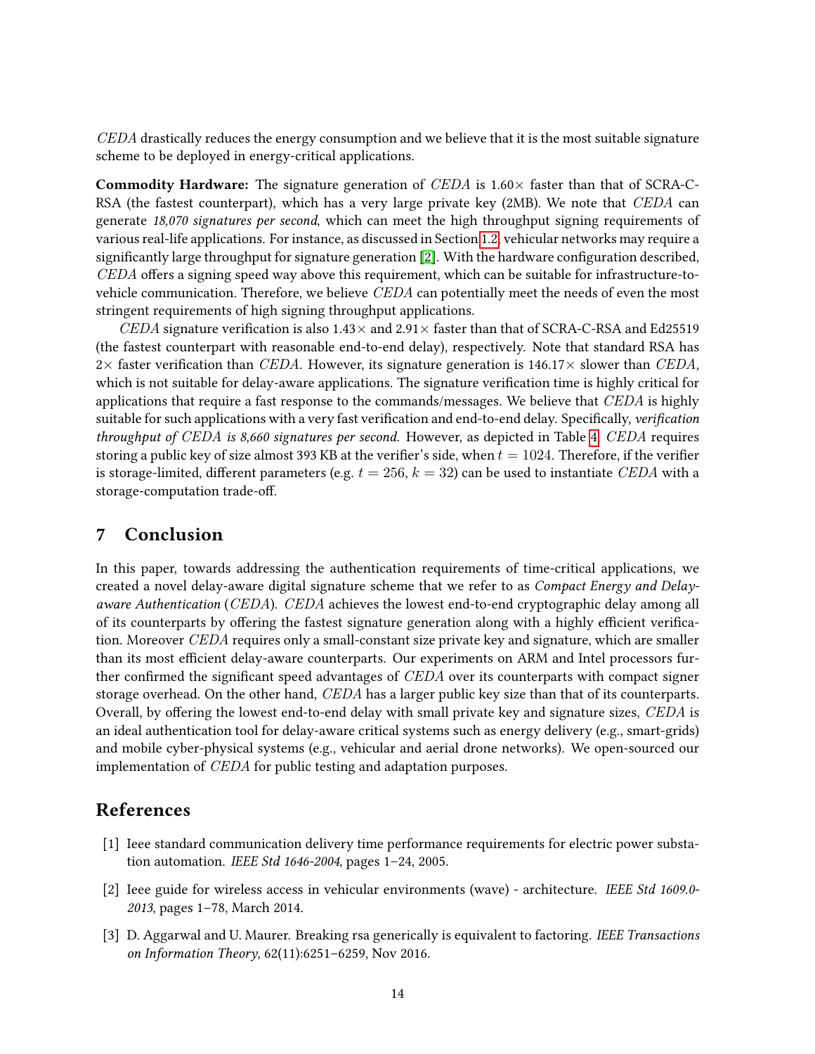*CEDA* drastically reduces the energy consumption and we believe that it is the most suitable signature scheme to be deployed in energy-critical applications.

**Commodity Hardware:** The signature generation of *CEDA* is 1.60× faster than that of SCRA-C-RSA (the fastest counterpart), which has a very large private key (2MB). We note that *CEDA* can generate *18,070 signatures per second*, which can meet the high throughput signing requirements of various real-life applications. For instance, as discussed in Section 1.2, vehicular networks may require a significantly large throughput for signature generation [2]. With the hardware configuration described, *CEDA* offers a signing speed way above this requirement, which can be suitable for infrastructure-to-vehicle communication. Therefore, we believe *CEDA* can potentially meet the needs of even the most stringent requirements of high signing throughput applications.

*CEDA* signature verification is also 1.43× and 2.91× faster than that of SCRA-C-RSA and Ed25519 (the fastest counterpart with reasonable end-to-end delay), respectively. Note that standard RSA has 2× faster verification than *CEDA*. However, its signature generation is 146.17× slower than *CEDA*, which is not suitable for delay-aware applications. The signature verification time is highly critical for applications that require a fast response to the commands/messages. We believe that *CEDA* is highly suitable for such applications with a very fast verification and end-to-end delay. Specifically, *verification throughput of CEDA is 8,660 signatures per second.* However, as depicted in Table 4, *CEDA* requires storing a public key of size almost 393 KB at the verifier's side, when $t = 1024$. Therefore, if the verifier is storage-limited, different parameters (e.g. $t = 256$, $k = 32$) can be used to instantiate *CEDA* with a storage-computation trade-off.

## 7 Conclusion

In this paper, towards addressing the authentication requirements of time-critical applications, we created a novel delay-aware digital signature scheme that we refer to as *Compact Energy and Delay-aware Authentication* (*CEDA*). *CEDA* achieves the lowest end-to-end cryptographic delay among all of its counterparts by offering the fastest signature generation along with a highly efficient verification. Moreover *CEDA* requires only a small-constant size private key and signature, which are smaller than its most efficient delay-aware counterparts. Our experiments on ARM and Intel processors further confirmed the significant speed advantages of *CEDA* over its counterparts with compact signer storage overhead. On the other hand, *CEDA* has a larger public key size than that of its counterparts. Overall, by offering the lowest end-to-end delay with small private key and signature sizes, *CEDA* is an ideal authentication tool for delay-aware critical systems such as energy delivery (e.g., smart-grids) and mobile cyber-physical systems (e.g., vehicular and aerial drone networks). We open-sourced our implementation of *CEDA* for public testing and adaptation purposes.

## References

[1] Ieee standard communication delivery time performance requirements for electric power substation automation. *IEEE Std 1646-2004*, pages 1–24, 2005.

[2] Ieee guide for wireless access in vehicular environments (wave) - architecture. *IEEE Std 1609.0-2013*, pages 1–78, March 2014.

[3] D. Aggarwal and U. Maurer. Breaking rsa generically is equivalent to factoring. *IEEE Transactions on Information Theory*, 62(11):6251–6259, Nov 2016.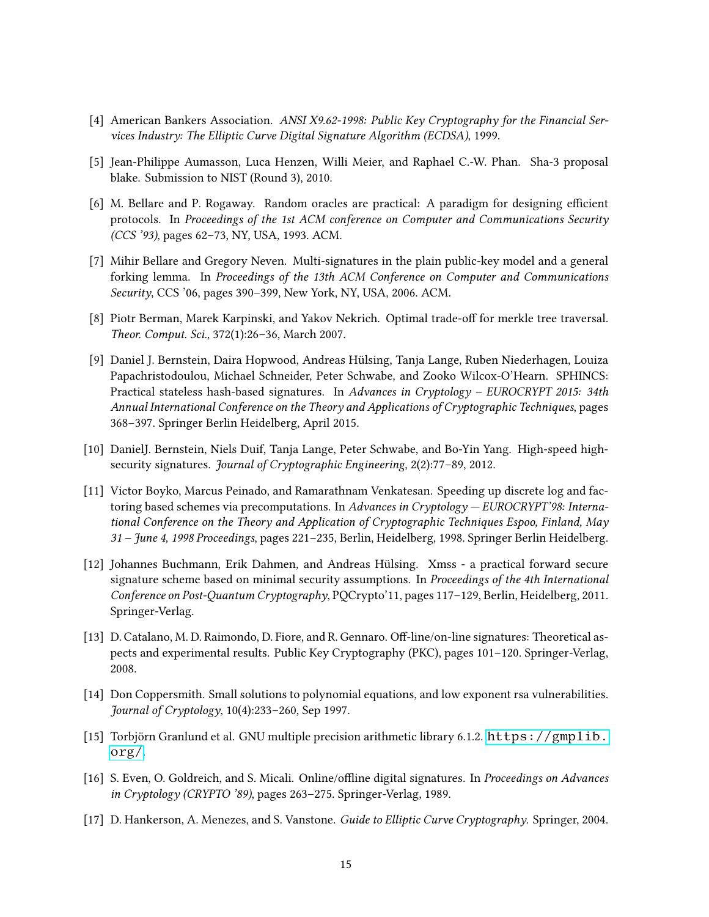[4] American Bankers Association. *ANSI X9.62-1998: Public Key Cryptography for the Financial Services Industry: The Elliptic Curve Digital Signature Algorithm (ECDSA)*, 1999.

[5] Jean-Philippe Aumasson, Luca Henzen, Willi Meier, and Raphael C.-W. Phan. Sha-3 proposal blake. Submission to NIST (Round 3), 2010.

[6] M. Bellare and P. Rogaway. Random oracles are practical: A paradigm for designing efficient protocols. In *Proceedings of the 1st ACM conference on Computer and Communications Security (CCS '93)*, pages 62–73, NY, USA, 1993. ACM.

[7] Mihir Bellare and Gregory Neven. Multi-signatures in the plain public-key model and a general forking lemma. In *Proceedings of the 13th ACM Conference on Computer and Communications Security*, CCS '06, pages 390–399, New York, NY, USA, 2006. ACM.

[8] Piotr Berman, Marek Karpinski, and Yakov Nekrich. Optimal trade-off for merkle tree traversal. *Theor. Comput. Sci.*, 372(1):26–36, March 2007.

[9] Daniel J. Bernstein, Daira Hopwood, Andreas Hülsing, Tanja Lange, Ruben Niederhagen, Louiza Papachristodoulou, Michael Schneider, Peter Schwabe, and Zooko Wilcox-O'Hearn. SPHINCS: Practical stateless hash-based signatures. In *Advances in Cryptology – EUROCRYPT 2015: 34th Annual International Conference on the Theory and Applications of Cryptographic Techniques*, pages 368–397. Springer Berlin Heidelberg, April 2015.

[10] DanielJ. Bernstein, Niels Duif, Tanja Lange, Peter Schwabe, and Bo-Yin Yang. High-speed high-security signatures. *Journal of Cryptographic Engineering*, 2(2):77–89, 2012.

[11] Victor Boyko, Marcus Peinado, and Ramarathnam Venkatesan. Speeding up discrete log and factoring based schemes via precomputations. In *Advances in Cryptology — EUROCRYPT'98: International Conference on the Theory and Application of Cryptographic Techniques Espoo, Finland, May 31 – June 4, 1998 Proceedings*, pages 221–235, Berlin, Heidelberg, 1998. Springer Berlin Heidelberg.

[12] Johannes Buchmann, Erik Dahmen, and Andreas Hülsing. Xmss - a practical forward secure signature scheme based on minimal security assumptions. In *Proceedings of the 4th International Conference on Post-Quantum Cryptography*, PQCrypto'11, pages 117–129, Berlin, Heidelberg, 2011. Springer-Verlag.

[13] D. Catalano, M. D. Raimondo, D. Fiore, and R. Gennaro. Off-line/on-line signatures: Theoretical aspects and experimental results. Public Key Cryptography (PKC), pages 101–120. Springer-Verlag, 2008.

[14] Don Coppersmith. Small solutions to polynomial equations, and low exponent rsa vulnerabilities. *Journal of Cryptology*, 10(4):233–260, Sep 1997.

[15] Torbjörn Granlund et al. GNU multiple precision arithmetic library 6.1.2. https://gmplib.org/.

[16] S. Even, O. Goldreich, and S. Micali. Online/offline digital signatures. In *Proceedings on Advances in Cryptology (CRYPTO '89)*, pages 263–275. Springer-Verlag, 1989.

[17] D. Hankerson, A. Menezes, and S. Vanstone. *Guide to Elliptic Curve Cryptography*. Springer, 2004.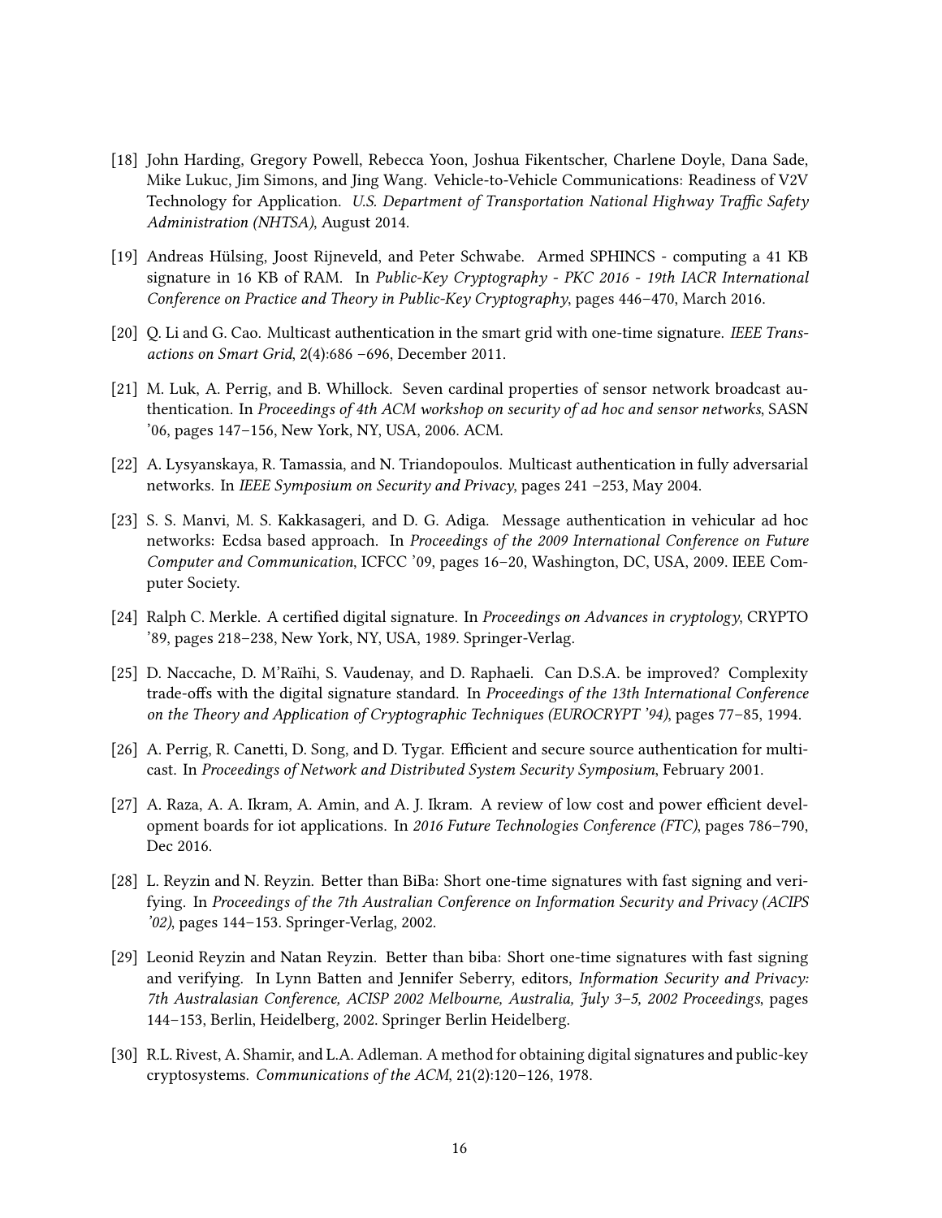[18] John Harding, Gregory Powell, Rebecca Yoon, Joshua Fikentscher, Charlene Doyle, Dana Sade, Mike Lukuc, Jim Simons, and Jing Wang. Vehicle-to-Vehicle Communications: Readiness of V2V Technology for Application. *U.S. Department of Transportation National Highway Traffic Safety Administration (NHTSA)*, August 2014.

[19] Andreas Hülsing, Joost Rijneveld, and Peter Schwabe. Armed SPHINCS - computing a 41 KB signature in 16 KB of RAM. In *Public-Key Cryptography - PKC 2016 - 19th IACR International Conference on Practice and Theory in Public-Key Cryptography*, pages 446–470, March 2016.

[20] Q. Li and G. Cao. Multicast authentication in the smart grid with one-time signature. *IEEE Transactions on Smart Grid*, 2(4):686 –696, December 2011.

[21] M. Luk, A. Perrig, and B. Whillock. Seven cardinal properties of sensor network broadcast authentication. In *Proceedings of 4th ACM workshop on security of ad hoc and sensor networks*, SASN '06, pages 147–156, New York, NY, USA, 2006. ACM.

[22] A. Lysyanskaya, R. Tamassia, and N. Triandopoulos. Multicast authentication in fully adversarial networks. In *IEEE Symposium on Security and Privacy*, pages 241 –253, May 2004.

[23] S. S. Manvi, M. S. Kakkasageri, and D. G. Adiga. Message authentication in vehicular ad hoc networks: Ecdsa based approach. In *Proceedings of the 2009 International Conference on Future Computer and Communication*, ICFCC '09, pages 16–20, Washington, DC, USA, 2009. IEEE Computer Society.

[24] Ralph C. Merkle. A certified digital signature. In *Proceedings on Advances in cryptology*, CRYPTO '89, pages 218–238, New York, NY, USA, 1989. Springer-Verlag.

[25] D. Naccache, D. M'Raïhi, S. Vaudenay, and D. Raphaeli. Can D.S.A. be improved? Complexity trade-offs with the digital signature standard. In *Proceedings of the 13th International Conference on the Theory and Application of Cryptographic Techniques (EUROCRYPT '94)*, pages 77–85, 1994.

[26] A. Perrig, R. Canetti, D. Song, and D. Tygar. Efficient and secure source authentication for multicast. In *Proceedings of Network and Distributed System Security Symposium*, February 2001.

[27] A. Raza, A. A. Ikram, A. Amin, and A. J. Ikram. A review of low cost and power efficient development boards for iot applications. In *2016 Future Technologies Conference (FTC)*, pages 786–790, Dec 2016.

[28] L. Reyzin and N. Reyzin. Better than BiBa: Short one-time signatures with fast signing and verifying. In *Proceedings of the 7th Australian Conference on Information Security and Privacy (ACIPS '02)*, pages 144–153. Springer-Verlag, 2002.

[29] Leonid Reyzin and Natan Reyzin. Better than biba: Short one-time signatures with fast signing and verifying. In Lynn Batten and Jennifer Seberry, editors, *Information Security and Privacy: 7th Australasian Conference, ACISP 2002 Melbourne, Australia, July 3–5, 2002 Proceedings*, pages 144–153, Berlin, Heidelberg, 2002. Springer Berlin Heidelberg.

[30] R.L. Rivest, A. Shamir, and L.A. Adleman. A method for obtaining digital signatures and public-key cryptosystems. *Communications of the ACM*, 21(2):120–126, 1978.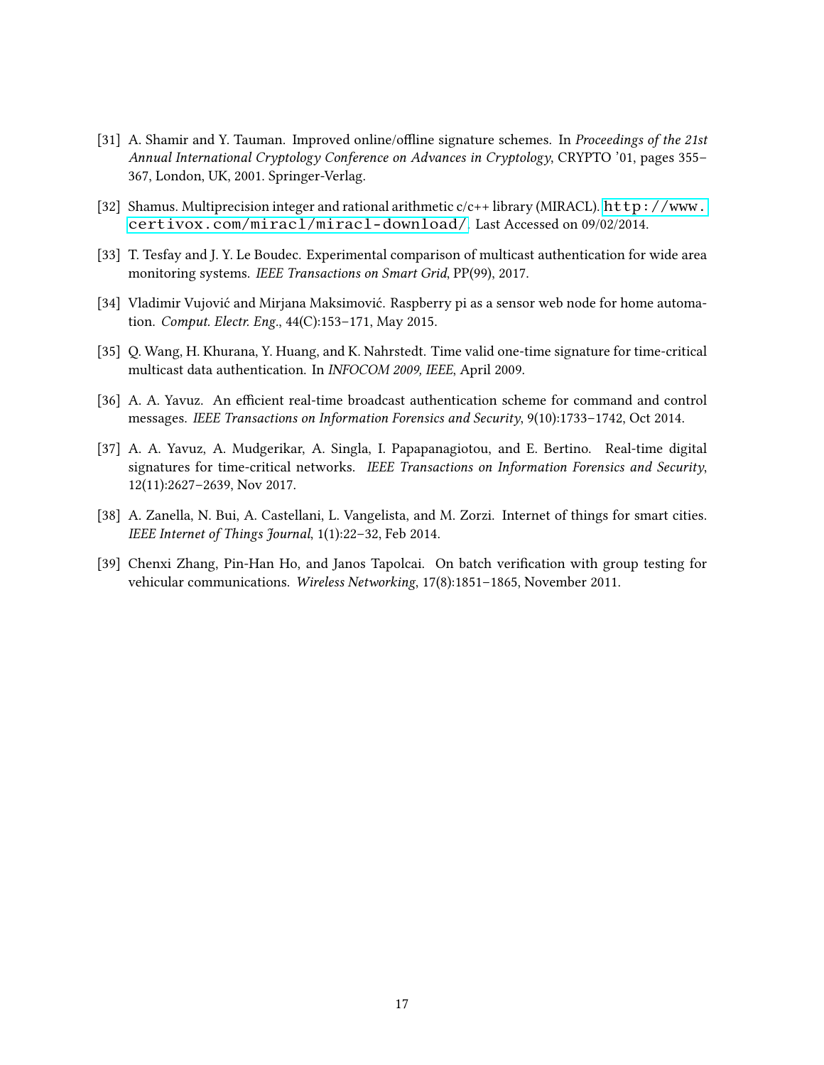[31] A. Shamir and Y. Tauman. Improved online/offline signature schemes. In *Proceedings of the 21st Annual International Cryptology Conference on Advances in Cryptology*, CRYPTO '01, pages 355–367, London, UK, 2001. Springer-Verlag.

[32] Shamus. Multiprecision integer and rational arithmetic c/c++ library (MIRACL). http://www.certivox.com/miracl/miracl-download/. Last Accessed on 09/02/2014.

[33] T. Tesfay and J. Y. Le Boudec. Experimental comparison of multicast authentication for wide area monitoring systems. *IEEE Transactions on Smart Grid*, PP(99), 2017.

[34] Vladimir Vujović and Mirjana Maksimović. Raspberry pi as a sensor web node for home automation. *Comput. Electr. Eng.*, 44(C):153–171, May 2015.

[35] Q. Wang, H. Khurana, Y. Huang, and K. Nahrstedt. Time valid one-time signature for time-critical multicast data authentication. In *INFOCOM 2009, IEEE*, April 2009.

[36] A. A. Yavuz. An efficient real-time broadcast authentication scheme for command and control messages. *IEEE Transactions on Information Forensics and Security*, 9(10):1733–1742, Oct 2014.

[37] A. A. Yavuz, A. Mudgerikar, A. Singla, I. Papapanagiotou, and E. Bertino. Real-time digital signatures for time-critical networks. *IEEE Transactions on Information Forensics and Security*, 12(11):2627–2639, Nov 2017.

[38] A. Zanella, N. Bui, A. Castellani, L. Vangelista, and M. Zorzi. Internet of things for smart cities. *IEEE Internet of Things Journal*, 1(1):22–32, Feb 2014.

[39] Chenxi Zhang, Pin-Han Ho, and Janos Tapolcai. On batch verification with group testing for vehicular communications. *Wireless Networking*, 17(8):1851–1865, November 2011.